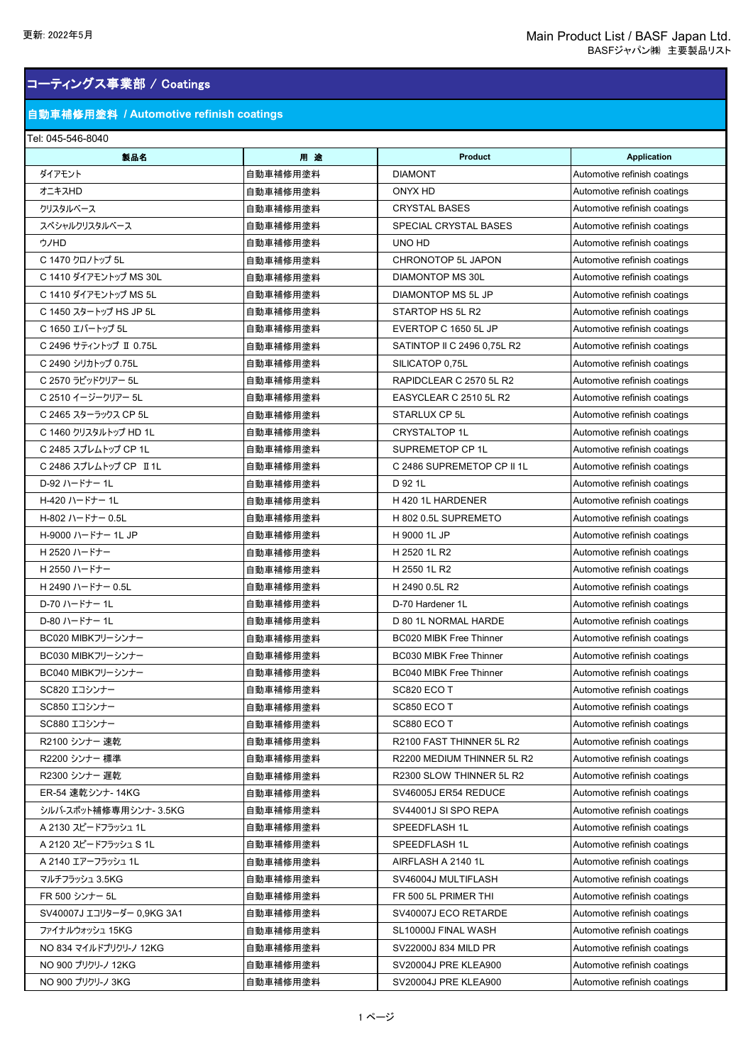更新: 2022年5月

Main Product List / BASF Japan Ltd.
BASFジャパン㈱　主要製品リスト

# コーティングス事業部 / Coatings

## 自動車補修用塗料 / Automotive refinish coatings

Tel: 045-546-8040

| 製品名 | 用 途 | Product | Application |
|---|---|---|---|
| ダイアモント | 自動車補修用塗料 | DIAMONT | Automotive refinish coatings |
| オニキスHD | 自動車補修用塗料 | ONYX HD | Automotive refinish coatings |
| クリスタルベース | 自動車補修用塗料 | CRYSTAL BASES | Automotive refinish coatings |
| スペシャルクリスタルベース | 自動車補修用塗料 | SPECIAL CRYSTAL BASES | Automotive refinish coatings |
| ウノHD | 自動車補修用塗料 | UNO HD | Automotive refinish coatings |
| C 1470 クロノトップ 5L | 自動車補修用塗料 | CHRONOTOP 5L JAPON | Automotive refinish coatings |
| C 1410 ダイアモントップ MS 30L | 自動車補修用塗料 | DIAMONTOP MS 30L | Automotive refinish coatings |
| C 1410 ダイアモントップ MS 5L | 自動車補修用塗料 | DIAMONTOP MS 5L JP | Automotive refinish coatings |
| C 1450 スタートップ HS JP 5L | 自動車補修用塗料 | STARTOP HS 5L R2 | Automotive refinish coatings |
| C 1650 エバートップ 5L | 自動車補修用塗料 | EVERTOP C 1650 5L JP | Automotive refinish coatings |
| C 2496 サティントップ Ⅱ 0.75L | 自動車補修用塗料 | SATINTOP II C 2496 0,75L R2 | Automotive refinish coatings |
| C 2490 シリカトップ 0.75L | 自動車補修用塗料 | SILICATOP 0,75L | Automotive refinish coatings |
| C 2570 ラピッドクリアー 5L | 自動車補修用塗料 | RAPIDCLEAR C 2570 5L R2 | Automotive refinish coatings |
| C 2510 イージークリアー 5L | 自動車補修用塗料 | EASYCLEAR C 2510 5L R2 | Automotive refinish coatings |
| C 2465 スターラックス CP 5L | 自動車補修用塗料 | STARLUX CP 5L | Automotive refinish coatings |
| C 1460 クリスタルトップ HD 1L | 自動車補修用塗料 | CRYSTALTOP 1L | Automotive refinish coatings |
| C 2485 スプレムトップ CP 1L | 自動車補修用塗料 | SUPREMETOP CP 1L | Automotive refinish coatings |
| C 2486 スプレムトップ CP Ⅱ 1L | 自動車補修用塗料 | C 2486 SUPREMETOP CP II 1L | Automotive refinish coatings |
| D-92 ハードナー 1L | 自動車補修用塗料 | D 92 1L | Automotive refinish coatings |
| H-420 ハードナー 1L | 自動車補修用塗料 | H 420 1L HARDENER | Automotive refinish coatings |
| H-802 ハードナー 0.5L | 自動車補修用塗料 | H 802 0.5L SUPREMETO | Automotive refinish coatings |
| H-9000 ハードナー 1L JP | 自動車補修用塗料 | H 9000 1L JP | Automotive refinish coatings |
| H 2520 ハードナー | 自動車補修用塗料 | H 2520 1L R2 | Automotive refinish coatings |
| H 2550 ハードナー | 自動車補修用塗料 | H 2550 1L R2 | Automotive refinish coatings |
| H 2490 ハードナー 0.5L | 自動車補修用塗料 | H 2490 0.5L R2 | Automotive refinish coatings |
| D-70 ハードナー 1L | 自動車補修用塗料 | D-70 Hardener 1L | Automotive refinish coatings |
| D-80 ハードナー 1L | 自動車補修用塗料 | D 80 1L NORMAL HARDE | Automotive refinish coatings |
| BC020 MIBKフリーシンナー | 自動車補修用塗料 | BC020 MIBK Free Thinner | Automotive refinish coatings |
| BC030 MIBKフリーシンナー | 自動車補修用塗料 | BC030 MIBK Free Thinner | Automotive refinish coatings |
| BC040 MIBKフリーシンナー | 自動車補修用塗料 | BC040 MIBK Free Thinner | Automotive refinish coatings |
| SC820 エコシンナー | 自動車補修用塗料 | SC820 ECO T | Automotive refinish coatings |
| SC850 エコシンナー | 自動車補修用塗料 | SC850 ECO T | Automotive refinish coatings |
| SC880 エコシンナー | 自動車補修用塗料 | SC880 ECO T | Automotive refinish coatings |
| R2100 シンナー 速乾 | 自動車補修用塗料 | R2100 FAST THINNER 5L R2 | Automotive refinish coatings |
| R2200 シンナー 標準 | 自動車補修用塗料 | R2200 MEDIUM THINNER 5L R2 | Automotive refinish coatings |
| R2300 シンナー 遅乾 | 自動車補修用塗料 | R2300 SLOW THINNER 5L R2 | Automotive refinish coatings |
| ER-54 速乾シンナ- 14KG | 自動車補修用塗料 | SV46005J ER54 REDUCE | Automotive refinish coatings |
| シルバースポット補修専用シンナ- 3.5KG | 自動車補修用塗料 | SV44001J SI SPO REPA | Automotive refinish coatings |
| A 2130 スピードフラッシュ 1L | 自動車補修用塗料 | SPEEDFLASH 1L | Automotive refinish coatings |
| A 2120 スピードフラッシュ S 1L | 自動車補修用塗料 | SPEEDFLASH 1L | Automotive refinish coatings |
| A 2140 エアーフラッシュ 1L | 自動車補修用塗料 | AIRFLASH A 2140 1L | Automotive refinish coatings |
| マルチフラッシュ 3.5KG | 自動車補修用塗料 | SV46004J MULTIFLASH | Automotive refinish coatings |
| FR 500 シンナー 5L | 自動車補修用塗料 | FR 500 5L PRIMER THI | Automotive refinish coatings |
| SV40007J エコリターダー 0,9KG 3A1 | 自動車補修用塗料 | SV40007J ECO RETARDE | Automotive refinish coatings |
| ファイナルウォッシュ 15KG | 自動車補修用塗料 | SL10000J FINAL WASH | Automotive refinish coatings |
| NO 834 マイルドプリクリ-ノ 12KG | 自動車補修用塗料 | SV22000J 834 MILD PR | Automotive refinish coatings |
| NO 900 プリクリ-ノ 12KG | 自動車補修用塗料 | SV20004J PRE KLEA900 | Automotive refinish coatings |
| NO 900 プリクリ-ノ 3KG | 自動車補修用塗料 | SV20004J PRE KLEA900 | Automotive refinish coatings |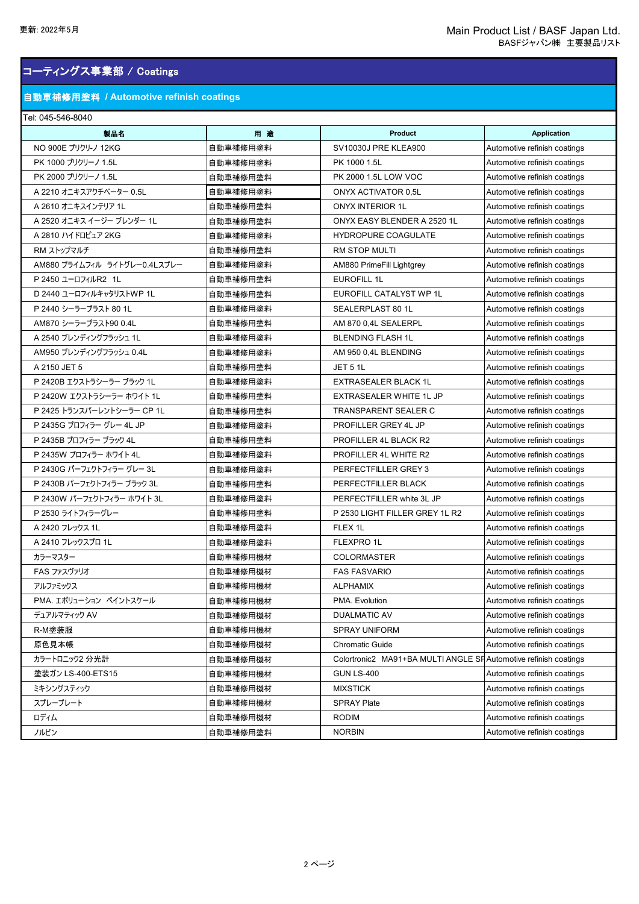# コーティングス事業部 / Coatings

## 自動車補修用塗料 / Automotive refinish coatings

Tel: 045-546-8040

| 製品名 | 用 途 | Product | Application |
|---|---|---|---|
| NO 900E プリクリ-ノ 12KG | 自動車補修用塗料 | SV10030J PRE KLEA900 | Automotive refinish coatings |
| PK 1000 プリクリーノ 1.5L | 自動車補修用塗料 | PK 1000 1.5L | Automotive refinish coatings |
| PK 2000 プリクリーノ 1.5L | 自動車補修用塗料 | PK 2000 1.5L LOW VOC | Automotive refinish coatings |
| A 2210 オニキスアクチベーター 0.5L | 自動車補修用塗料 | ONYX ACTIVATOR 0,5L | Automotive refinish coatings |
| A 2610 オニキスインテリア 1L | 自動車補修用塗料 | ONYX INTERIOR 1L | Automotive refinish coatings |
| A 2520 オニキス イージー ブレンダー 1L | 自動車補修用塗料 | ONYX EASY BLENDER A 2520 1L | Automotive refinish coatings |
| A 2810 ハイドロピュア 2KG | 自動車補修用塗料 | HYDROPURE COAGULATE | Automotive refinish coatings |
| RM ストップマルチ | 自動車補修用塗料 | RM STOP MULTI | Automotive refinish coatings |
| AM880 プライムフィル ライトグレー0.4Lスプレー | 自動車補修用塗料 | AM880 PrimeFill Lightgrey | Automotive refinish coatings |
| P 2450 ユーロフィルR2 1L | 自動車補修用塗料 | EUROFILL 1L | Automotive refinish coatings |
| D 2440 ユーロフィルキャタリストWP 1L | 自動車補修用塗料 | EUROFILL CATALYST WP 1L | Automotive refinish coatings |
| P 2440 シーラープラスト 80 1L | 自動車補修用塗料 | SEALERPLAST 80 1L | Automotive refinish coatings |
| AM870 シーラープラスト90 0.4L | 自動車補修用塗料 | AM 870 0,4L SEALERPL | Automotive refinish coatings |
| A 2540 ブレンディングフラッシュ 1L | 自動車補修用塗料 | BLENDING FLASH 1L | Automotive refinish coatings |
| AM950 ブレンディングフラッシュ 0.4L | 自動車補修用塗料 | AM 950 0,4L BLENDING | Automotive refinish coatings |
| A 2150 JET 5 | 自動車補修用塗料 | JET 5 1L | Automotive refinish coatings |
| P 2420B エクストラシーラー ブラック 1L | 自動車補修用塗料 | EXTRASEALER BLACK 1L | Automotive refinish coatings |
| P 2420W エクストラシーラー ホワイト 1L | 自動車補修用塗料 | EXTRASEALER WHITE 1L JP | Automotive refinish coatings |
| P 2425 トランスパーレントシーラー CP 1L | 自動車補修用塗料 | TRANSPARENT SEALER C | Automotive refinish coatings |
| P 2435G プロフィラー グレー 4L JP | 自動車補修用塗料 | PROFILLER GREY 4L JP | Automotive refinish coatings |
| P 2435B プロフィラー ブラック 4L | 自動車補修用塗料 | PROFILLER 4L BLACK R2 | Automotive refinish coatings |
| P 2435W プロフィラー ホワイト 4L | 自動車補修用塗料 | PROFILLER 4L WHITE R2 | Automotive refinish coatings |
| P 2430G パーフェクトフィラー グレー 3L | 自動車補修用塗料 | PERFECTFILLER GREY 3 | Automotive refinish coatings |
| P 2430B パーフェクトフィラー ブラック 3L | 自動車補修用塗料 | PERFECTFILLER BLACK | Automotive refinish coatings |
| P 2430W パーフェクトフィラー ホワイト 3L | 自動車補修用塗料 | PERFECTFILLER white 3L JP | Automotive refinish coatings |
| P 2530 ライトフィラーグレー | 自動車補修用塗料 | P 2530 LIGHT FILLER GREY 1L R2 | Automotive refinish coatings |
| A 2420 フレックス 1L | 自動車補修用塗料 | FLEX 1L | Automotive refinish coatings |
| A 2410 フレックスプロ 1L | 自動車補修用塗料 | FLEXPRO 1L | Automotive refinish coatings |
| カラーマスター | 自動車補修用機材 | COLORMASTER | Automotive refinish coatings |
| FAS ファスヴァリオ | 自動車補修用機材 | FAS FASVARIO | Automotive refinish coatings |
| アルファミックス | 自動車補修用機材 | ALPHAMIX | Automotive refinish coatings |
| PMA. エボリューション ペイントスケール | 自動車補修用機材 | PMA. Evolution | Automotive refinish coatings |
| デュアルマティック AV | 自動車補修用機材 | DUALMATIC AV | Automotive refinish coatings |
| R-M塗装服 | 自動車補修用機材 | SPRAY UNIFORM | Automotive refinish coatings |
| 原色見本帳 | 自動車補修用機材 | Chromatic Guide | Automotive refinish coatings |
| カラートロニック2 分光計 | 自動車補修用機材 | Colortronic2 MA91+BA MULTI ANGLE SF | Automotive refinish coatings |
| 塗装ガン LS-400-ETS15 | 自動車補修用機材 | GUN LS-400 | Automotive refinish coatings |
| ミキシングスティック | 自動車補修用機材 | MIXSTICK | Automotive refinish coatings |
| スプレープレート | 自動車補修用機材 | SPRAY Plate | Automotive refinish coatings |
| ロディム | 自動車補修用機材 | RODIM | Automotive refinish coatings |
| ノルビン | 自動車補修用塗料 | NORBIN | Automotive refinish coatings |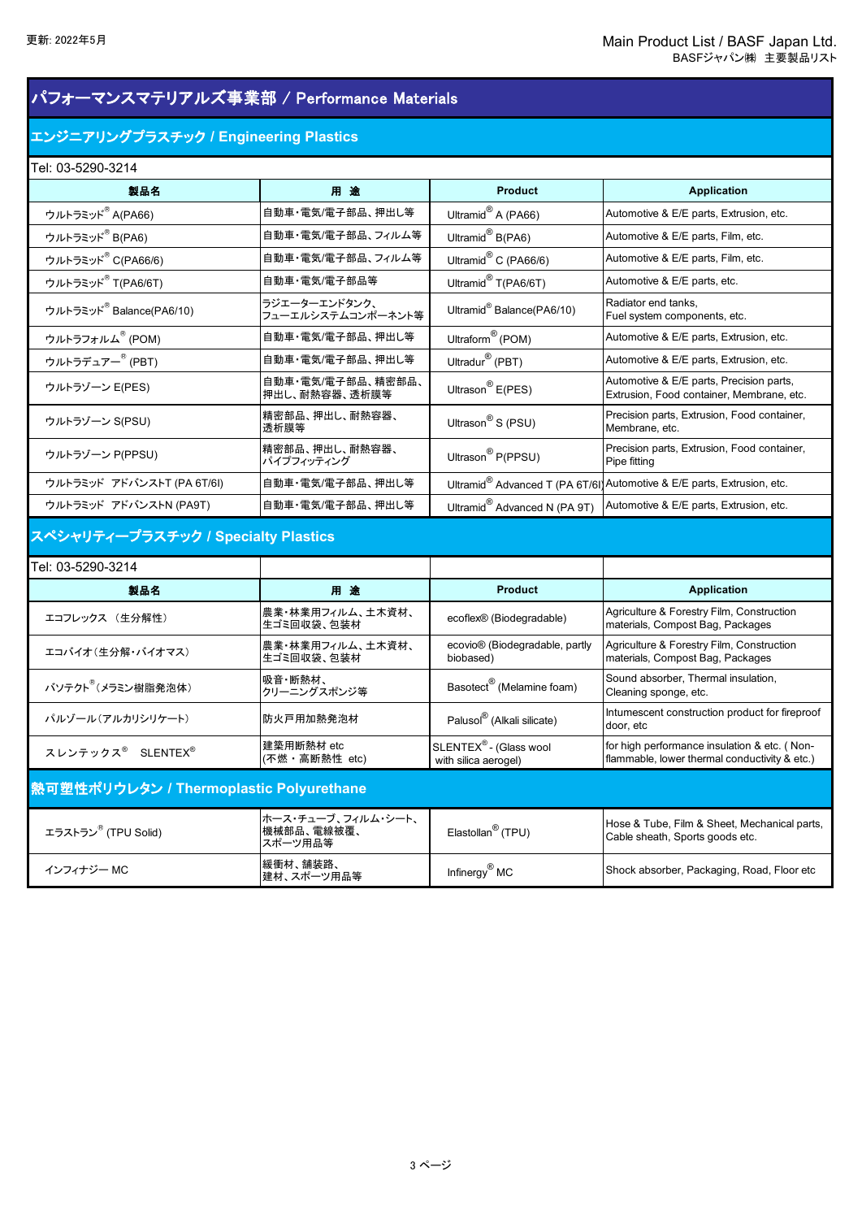更新: 2022年5月

Main Product List / BASF Japan Ltd.
BASFジャパン㈱ 主要製品リスト

# パフォーマンスマテリアルズ事業部 / Performance Materials

## エンジニアリングプラスチック / Engineering Plastics

Tel: 03-5290-3214

| 製品名 | 用 途 | Product | Application |
|---|---|---|---|
| ウルトラミッド® A(PA66) | 自動車・電気/電子部品、押出し等 | Ultramid® A (PA66) | Automotive & E/E parts, Extrusion, etc. |
| ウルトラミッド® B(PA6) | 自動車・電気/電子部品、フィルム等 | Ultramid® B(PA6) | Automotive & E/E parts, Film, etc. |
| ウルトラミッド® C(PA66/6) | 自動車・電気/電子部品、フィルム等 | Ultramid® C (PA66/6) | Automotive & E/E parts, Film, etc. |
| ウルトラミッド® T(PA6/6T) | 自動車・電気/電子部品等 | Ultramid® T(PA6/6T) | Automotive & E/E parts, etc. |
| ウルトラミッド® Balance(PA6/10) | ラジエーターエンドタンク、フューエルシステムコンポーネント等 | Ultramid® Balance(PA6/10) | Radiator end tanks, Fuel system components, etc. |
| ウルトラフォルム® (POM) | 自動車・電気/電子部品、押出し等 | Ultraform® (POM) | Automotive & E/E parts, Extrusion, etc. |
| ウルトラデュアー® (PBT) | 自動車・電気/電子部品、押出し等 | Ultradur® (PBT) | Automotive & E/E parts, Extrusion, etc. |
| ウルトラゾーン E(PES) | 自動車・電気/電子部品、精密部品、押出し、耐熱容器、透析膜等 | Ultrason® E(PES) | Automotive & E/E parts, Precision parts, Extrusion, Food container, Membrane, etc. |
| ウルトラゾーン S(PSU) | 精密部品、押出し、耐熱容器、透析膜等 | Ultrason® S (PSU) | Precision parts, Extrusion, Food container, Membrane, etc. |
| ウルトラゾーン P(PPSU) | 精密部品、押出し、耐熱容器、パイプフィッティング | Ultrason® P(PPSU) | Precision parts, Extrusion, Food container, Pipe fitting |
| ウルトラミッド アドバンストT (PA 6T/6I) | 自動車・電気/電子部品、押出し等 | Ultramid® Advanced T (PA 6T/6I) | Automotive & E/E parts, Extrusion, etc. |
| ウルトラミッド アドバンストN (PA9T) | 自動車・電気/電子部品、押出し等 | Ultramid® Advanced N (PA 9T) | Automotive & E/E parts, Extrusion, etc. |

## スペシャリティープラスチック / Specialty Plastics

Tel: 03-5290-3214

| 製品名 | 用 途 | Product | Application |
|---|---|---|---|
| エコフレックス (生分解性) | 農業・林業用フィルム、土木資材、生ゴミ回収袋、包装材 | ecoflex® (Biodegradable) | Agriculture & Forestry Film, Construction materials, Compost Bag, Packages |
| エコバイオ(生分解・バイオマス) | 農業・林業用フィルム、土木資材、生ゴミ回収袋、包装材 | ecovio® (Biodegradable, partly biobased) | Agriculture & Forestry Film, Construction materials, Compost Bag, Packages |
| バソテクト®(メラミン樹脂発泡体) | 吸音・断熱材、クリーニングスポンジ等 | Basotect® (Melamine foam) | Sound absorber, Thermal insulation, Cleaning sponge, etc. |
| パルゾール(アルカリシリケート) | 防火戸用加熱発泡材 | Palusol® (Alkali silicate) | Intumescent construction product for fireproof door, etc |
| スレンテックス® SLENTEX® | 建築用断熱材 etc (不燃・高断熱性 etc) | SLENTEX® - (Glass wool with silica aerogel) | for high performance insulation & etc. ( Non-flammable, lower thermal conductivity & etc.) |

## 熱可塑性ポリウレタン / Thermoplastic Polyurethane

| 製品名 | 用 途 | Product | Application |
|---|---|---|---|
| エラストラン® (TPU Solid) | ホース・チューブ、フィルム・シート、機械部品、電線被覆、スポーツ用品等 | Elastollan® (TPU) | Hose & Tube, Film & Sheet, Mechanical parts, Cable sheath, Sports goods etc. |
| インフィナジー MC | 緩衝材、舗装路、建材、スポーツ用品等 | Infinergy® MC | Shock absorber, Packaging, Road, Floor etc |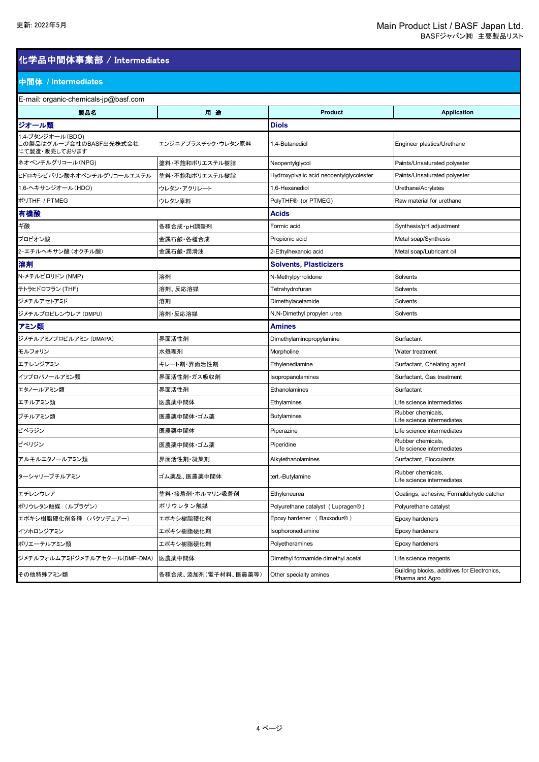# 化学品中間体事業部 / Intermediates

## 中間体 / Intermediates

E-mail: organic-chemicals-jp@basf.com

| 製品名 | 用 途 | Product | Application |
|---|---|---|---|
| **ジオール類** | | **Diols** | |
| 1,4-ブタンジオール(BDO)<br>この製品はグループ会社のBASF出光株式会社にて製造・販売しております | エンジニアプラスチック・ウレタン原料 | 1,4-Butanediol | Engineer plastics/Urethane |
| ネオペンチルグリコール(NPG) | 塗料・不飽和ポリエステル樹脂 | Neopentylglycol | Paints/Unsaturated polyester |
| ヒドロキシピバリン酸ネオペンチルグリコールエステル | 塗料・不飽和ポリエステル樹脂 | Hydroxypivalic acid neopentylglycolester | Paints/Unsaturated polyester |
| 1,6-ヘキサンジオール(HDO) | ウレタン・アクリレート | 1,6-Hexanediol | Urethane/Acrylates |
| ポリTHF / PTMEG | ウレタン原料 | PolyTHF® (or PTMEG) | Raw material for urethane |
| **有機酸** | | **Acids** | |
| ギ酸 | 各種合成・pH調整剤 | Formic acid | Synthesis/pH adjustment |
| プロピオン酸 | 金属石鹸・各種合成 | Propionic acid | Metal soap/Synthesis |
| 2-エチルヘキサン酸 (オクチル酸) | 金属石鹸・潤滑油 | 2-Ethylhexanoic acid | Metal soap/Lubricant oil |
| **溶剤** | | **Solvents, Plasticizers** | |
| N-メチルピロリドン (NMP) | 溶剤 | N-Methylpyrrolidone | Solvents |
| テトラヒドロフラン (THF) | 溶剤、反応溶媒 | Tetrahydrofuran | Solvents |
| ジメチルアセトアミド | 溶剤 | Dimethylacetamide | Solvents |
| ジメチルプロピレンウレア (DMPU) | 溶剤・反応溶媒 | N,N-Dimethyl propylen urea | Solvents |
| **アミン類** | | **Amines** | |
| ジメチルアミノプロピルアミン (DMAPA) | 界面活性剤 | Dimethylaminopropylamine | Surfactant |
| モルフォリン | 水処理剤 | Morpholine | Water treatment |
| エチレンジアミン | キレート剤・界面活性剤 | Ethylenediamine | Surfactant, Chelating agent |
| イソプロパノールアミン類 | 界面活性剤・ガス吸収剤 | Isopropanolamines | Surfactant, Gas treatment |
| エタノールアミン類 | 界面活性剤 | Ethanolamines | Surfactant |
| エチルアミン類 | 医農薬中間体 | Ethylamines | Life science intermediates |
| ブチルアミン類 | 医農薬中間体・ゴム薬 | Butylamines | Rubber chemicals,<br>Life science intermediates |
| ピペラジン | 医農薬中間体 | Piperazine | Life science intermediates |
| ピペリジン | 医農薬中間体・ゴム薬 | Piperidine | Rubber chemicals,<br>Life science intermediates |
| アルキルエタノールアミン類 | 界面活性剤・凝集剤 | Alkylethanolamines | Surfactant, Flocculants |
| ターシャリーブチルアミン | ゴム薬品、医農薬中間体 | tert.-Butylamine | Rubber chemicals,<br>Life science intermediates |
| エチレンウレア | 塗料・接着剤・ホルマリン吸着剤 | Ethyleneurea | Coatings, adhesive, Formaldehyde catcher |
| ポリウレタン触媒 (ルプラゲン) | ポリウレタン触媒 | Polyurethane catalyst ( Lupragen® ) | Polyurethane catalyst |
| エポキシ樹脂硬化剤各種 (バクソデュアー) | エポキシ樹脂硬化剤 | Epoxy hardener ( Baxxodur® ) | Epoxy hardeners |
| イソホロンジアミン | エポキシ樹脂硬化剤 | Isophoronediamine | Epoxy hardeners |
| ポリエーテルアミン類 | エポキシ樹脂硬化剤 | Polyetheramines | Epoxy hardeners |
| ジメチルフォルムアミドジメチルアセタール(DMF-DMA) | 医農薬中間体 | Dimethyl formamide dimethyl acetal | Life science reagents |
| その他特殊アミン類 | 各種合成、添加剤(電子材料、医農薬等) | Other specialty amines | Building blocks, additives for Electronics, Pharma and Agro |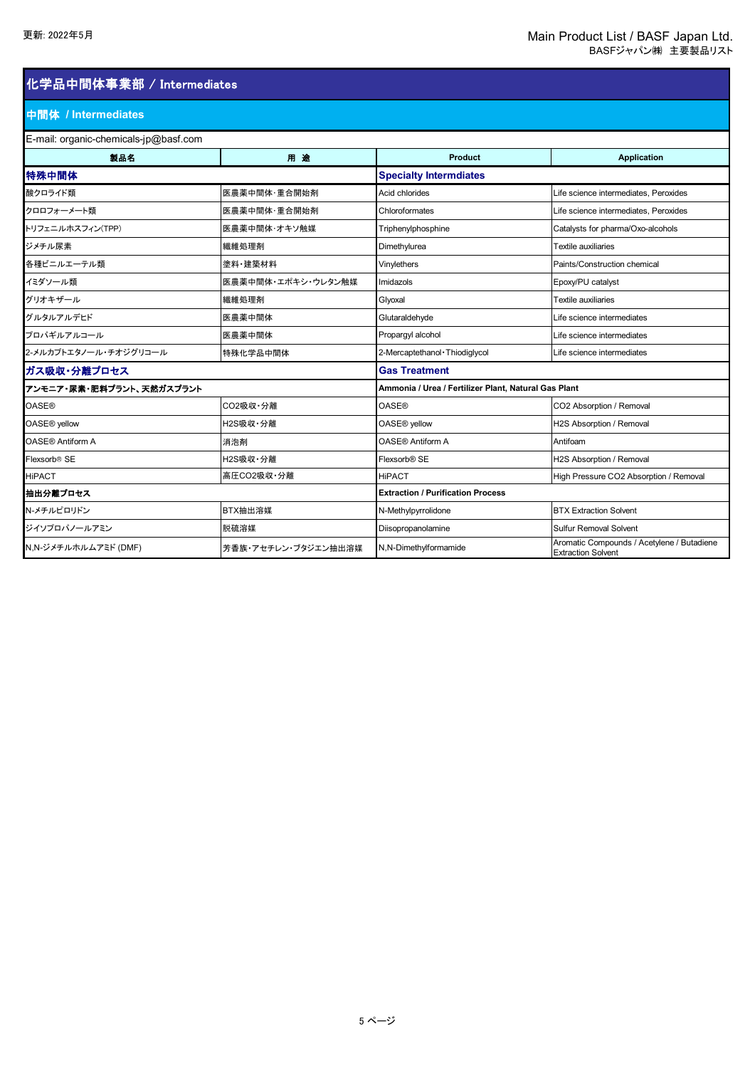# 化学品中間体事業部 / Intermediates

## 中間体 / Intermediates

E-mail: organic-chemicals-jp@basf.com

| 製品名 | 用 途 | Product | Application |
|---|---|---|---|
| **特殊中間体** | | **Specialty Intermdiates** | |
| 酸クロライド類 | 医農薬中間体･重合開始剤 | Acid chlorides | Life science intermediates, Peroxides |
| クロロフォーメート類 | 医農薬中間体･重合開始剤 | Chloroformates | Life science intermediates, Peroxides |
| トリフェニルホスフィン(TPP) | 医農薬中間体･オキソ触媒 | Triphenylphosphine | Catalysts for pharma/Oxo-alcohols |
| ジメチル尿素 | 繊維処理剤 | Dimethylurea | Textile auxiliaries |
| 各種ビニルエーテル類 | 塗料･建築材料 | Vinylethers | Paints/Construction chemical |
| イミダゾール類 | 医農薬中間体･エポキシ･ウレタン触媒 | Imidazols | Epoxy/PU catalyst |
| グリオキザール | 繊維処理剤 | Glyoxal | Textile auxiliaries |
| グルタルアルデヒド | 医農薬中間体 | Glutaraldehyde | Life science intermediates |
| プロパギルアルコール | 医農薬中間体 | Propargyl alcohol | Life science intermediates |
| 2-メルカプトエタノール･チオジグリコール | 特殊化学品中間体 | 2-Mercaptethanol･Thiodiglycol | Life science intermediates |
| **ガス吸収･分離プロセス** | | **Gas Treatment** | |
| **アンモニア･尿素･肥料プラント、天然ガスプラント** | | **Ammonia / Urea / Fertilizer Plant, Natural Gas Plant** | |
| OASE® | $CO_2$吸収･分離 | OASE® | $CO_2$ Absorption / Removal |
| OASE® yellow | $H_2S$吸収･分離 | OASE® yellow | $H_2S$ Absorption / Removal |
| OASE® Antiform A | 消泡剤 | OASE® Antiform A | Antifoam |
| Flexsorb® SE | $H_2S$吸収･分離 | Flexsorb® SE | $H_2S$ Absorption / Removal |
| HiPACT | 高圧$CO_2$吸収･分離 | HiPACT | High Pressure $CO_2$ Absorption / Removal |
| **抽出分離プロセス** | | **Extraction / Purification Process** | |
| N-メチルピロリドン | BTX抽出溶媒 | N-Methylpyrrolidone | BTX Extraction Solvent |
| ジイソプロパノールアミン | 脱硫溶媒 | Diisopropanolamine | Sulfur Removal Solvent |
| N,N-ジメチルホルムアミド (DMF) | 芳香族･アセチレン･ブタジエン抽出溶媒 | N,N-Dimethylformamide | Aromatic Compounds / Acetylene / Butadiene Extraction Solvent |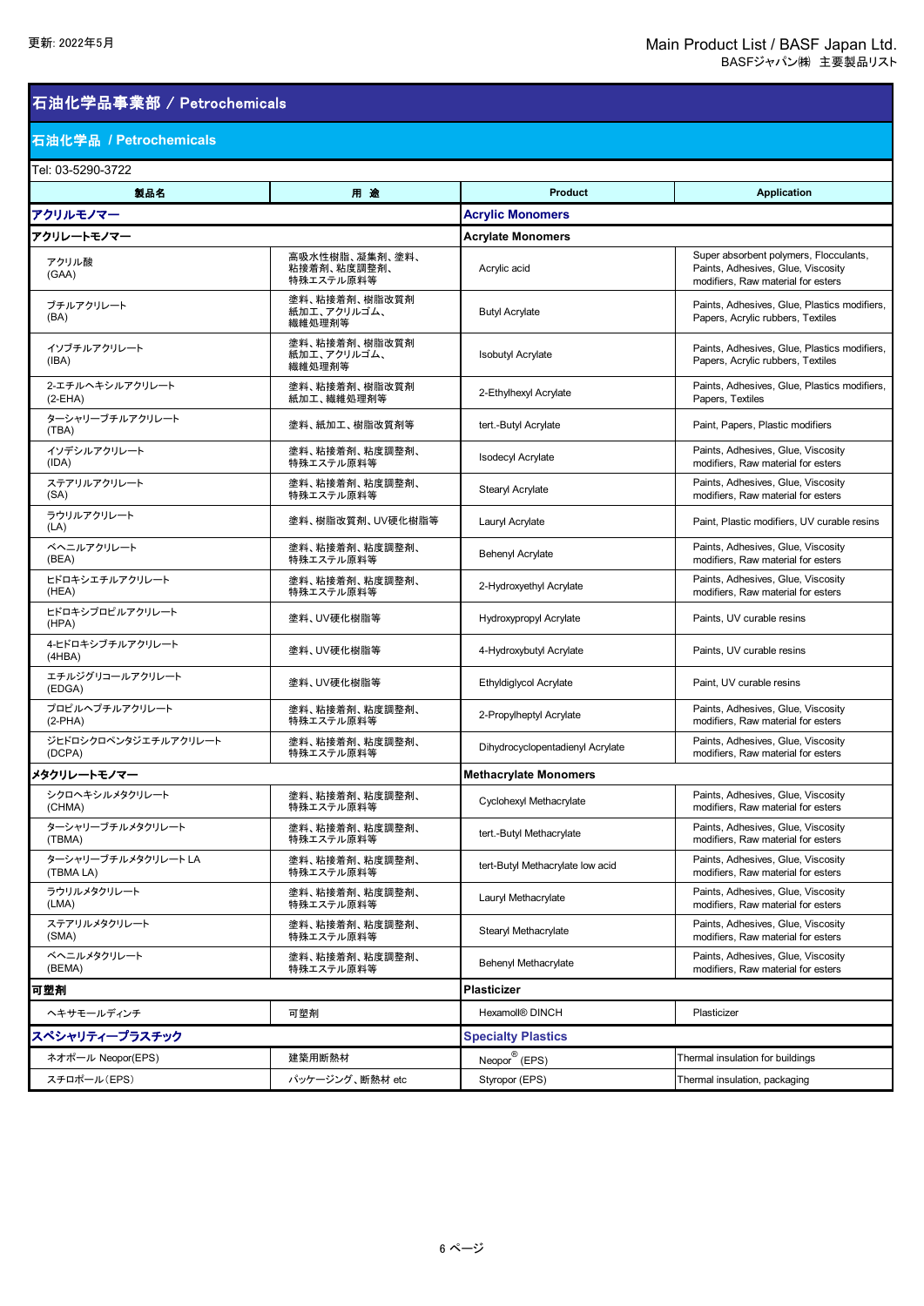更新: 2022年5月

Main Product List / BASF Japan Ltd.
BASFジャパン㈱ 主要製品リスト

# 石油化学品事業部 / Petrochemicals

## 石油化学品 / Petrochemicals

Tel: 03-5290-3722

| 製品名 | 用 途 | Product | Application |
|---|---|---|---|
| **アクリルモノマー** | | **Acrylic Monomers** | |
| **アクリレートモノマー** | | **Acrylate Monomers** | |
| アクリル酸 (GAA) | 高吸水性樹脂、凝集剤、塗料、粘接着剤、粘度調整剤、特殊エステル原料等 | Acrylic acid | Super absorbent polymers, Flocculants, Paints, Adhesives, Glue, Viscosity modifiers, Raw material for esters |
| ブチルアクリレート (BA) | 塗料、粘接着剤、樹脂改質剤 紙加工、アクリルゴム、繊維処理剤等 | Butyl Acrylate | Paints, Adhesives, Glue, Plastics modifiers, Papers, Acrylic rubbers, Textiles |
| イソブチルアクリレート (IBA) | 塗料、粘接着剤、樹脂改質剤 紙加工、アクリルゴム、繊維処理剤等 | Isobutyl Acrylate | Paints, Adhesives, Glue, Plastics modifiers, Papers, Acrylic rubbers, Textiles |
| 2-エチルヘキシルアクリレート (2-EHA) | 塗料、粘接着剤、樹脂改質剤 紙加工、繊維処理剤等 | 2-Ethylhexyl Acrylate | Paints, Adhesives, Glue, Plastics modifiers, Papers, Textiles |
| ターシャリーブチルアクリレート (TBA) | 塗料、紙加工、樹脂改質剤等 | tert.-Butyl Acrylate | Paint, Papers, Plastic modifiers |
| イソデシルアクリレート (IDA) | 塗料、粘接着剤、粘度調整剤、特殊エステル原料等 | Isodecyl Acrylate | Paints, Adhesives, Glue, Viscosity modifiers, Raw material for esters |
| ステアリルアクリレート (SA) | 塗料、粘接着剤、粘度調整剤、特殊エステル原料等 | Stearyl Acrylate | Paints, Adhesives, Glue, Viscosity modifiers, Raw material for esters |
| ラウリルアクリレート (LA) | 塗料、樹脂改質剤、UV硬化樹脂等 | Lauryl Acrylate | Paint, Plastic modifiers, UV curable resins |
| ベヘニルアクリレート (BEA) | 塗料、粘接着剤、粘度調整剤、特殊エステル原料等 | Behenyl Acrylate | Paints, Adhesives, Glue, Viscosity modifiers, Raw material for esters |
| ヒドロキシエチルアクリレート (HEA) | 塗料、粘接着剤、粘度調整剤、特殊エステル原料等 | 2-Hydroxyethyl Acrylate | Paints, Adhesives, Glue, Viscosity modifiers, Raw material for esters |
| ヒドロキシプロピルアクリレート (HPA) | 塗料、UV硬化樹脂等 | Hydroxypropyl Acrylate | Paints, UV curable resins |
| 4-ヒドロキシブチルアクリレート (4HBA) | 塗料、UV硬化樹脂等 | 4-Hydroxybutyl Acrylate | Paints, UV curable resins |
| エチルジグリコールアクリレート (EDGA) | 塗料、UV硬化樹脂等 | Ethyldiglycol Acrylate | Paint, UV curable resins |
| プロピルヘプチルアクリレート (2-PHA) | 塗料、粘接着剤、粘度調整剤、特殊エステル原料等 | 2-Propylheptyl Acrylate | Paints, Adhesives, Glue, Viscosity modifiers, Raw material for esters |
| ジヒドロシクロペンタジエチルアクリレート (DCPA) | 塗料、粘接着剤、粘度調整剤、特殊エステル原料等 | Dihydrocyclopentadienyl Acrylate | Paints, Adhesives, Glue, Viscosity modifiers, Raw material for esters |
| **メタクリレートモノマー** | | **Methacrylate Monomers** | |
| シクロヘキシルメタクリレート (CHMA) | 塗料、粘接着剤、粘度調整剤、特殊エステル原料等 | Cyclohexyl Methacrylate | Paints, Adhesives, Glue, Viscosity modifiers, Raw material for esters |
| ターシャリーブチルメタクリレート (TBMA) | 塗料、粘接着剤、粘度調整剤、特殊エステル原料等 | tert.-Butyl Methacrylate | Paints, Adhesives, Glue, Viscosity modifiers, Raw material for esters |
| ターシャリーブチルメタクリレート LA (TBMA LA) | 塗料、粘接着剤、粘度調整剤、特殊エステル原料等 | tert-Butyl Methacrylate low acid | Paints, Adhesives, Glue, Viscosity modifiers, Raw material for esters |
| ラウリルメタクリレート (LMA) | 塗料、粘接着剤、粘度調整剤、特殊エステル原料等 | Lauryl Methacrylate | Paints, Adhesives, Glue, Viscosity modifiers, Raw material for esters |
| ステアリルメタクリレート (SMA) | 塗料、粘接着剤、粘度調整剤、特殊エステル原料等 | Stearyl Methacrylate | Paints, Adhesives, Glue, Viscosity modifiers, Raw material for esters |
| ベヘニルメタクリレート (BEMA) | 塗料、粘接着剤、粘度調整剤、特殊エステル原料等 | Behenyl Methacrylate | Paints, Adhesives, Glue, Viscosity modifiers, Raw material for esters |
| **可塑剤** | | **Plasticizer** | |
| ヘキサモールディンチ | 可塑剤 | Hexamoll® DINCH | Plasticizer |
| **スペシャリティープラスチック** | | **Specialty Plastics** | |
| ネオポール Neopor(EPS) | 建築用断熱材 | Neopor® (EPS) | Thermal insulation for buildings |
| スチロポール(EPS) | パッケージング、断熱材 etc | Styropor (EPS) | Thermal insulation, packaging |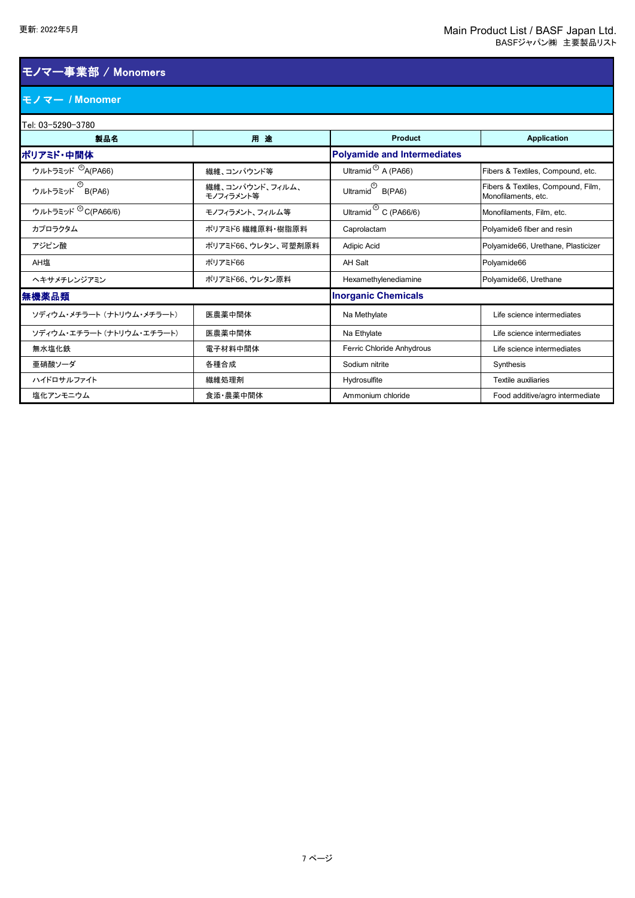更新: 2022年5月

Main Product List / BASF Japan Ltd.
BASFジャパン㈱ 主要製品リスト

# モノマー事業部 / Monomers

## モノマー / Monomer

Tel: 03-5290-3780

| 製品名 | 用 途 | Product | Application |
|---|---|---|---|
| **ポリアミド・中間体** | | **Polyamide and Intermediates** | |
| ウルトラミッド ®A(PA66) | 繊維、コンパウンド等 | Ultramid ® A (PA66) | Fibers & Textiles, Compound, etc. |
| ウルトラミッド ® B(PA6) | 繊維、コンパウンド、フィルム、モノフィラメント等 | Ultramid ® B(PA6) | Fibers & Textiles, Compound, Film, Monofilaments, etc. |
| ウルトラミッド ®C(PA66/6) | モノフィラメント、フィルム等 | Ultramid ® C (PA66/6) | Monofilaments, Film, etc. |
| カプロラクタム | ポリアミド6 繊維原料・樹脂原料 | Caprolactam | Polyamide6 fiber and resin |
| アジピン酸 | ポリアミド66、ウレタン、可塑剤原料 | Adipic Acid | Polyamide66, Urethane, Plasticizer |
| AH塩 | ポリアミド66 | AH Salt | Polyamide66 |
| ヘキサメチレンジアミン | ポリアミド66、ウレタン原料 | Hexamethylenediamine | Polyamide66, Urethane |
| **無機薬品類** | | **Inorganic Chemicals** | |
| ソディウム・メチラート (ナトリウム・メチラート) | 医農薬中間体 | Na Methylate | Life science intermediates |
| ソディウム・エチラート (ナトリウム・エチラート) | 医農薬中間体 | Na Ethylate | Life science intermediates |
| 無水塩化鉄 | 電子材料中間体 | Ferric Chloride Anhydrous | Life science intermediates |
| 亜硝酸ソーダ | 各種合成 | Sodium nitrite | Synthesis |
| ハイドロサルファイト | 繊維処理剤 | Hydrosulfite | Textile auxiliaries |
| 塩化アンモニウム | 食添・農薬中間体 | Ammonium chloride | Food additive/agro intermediate |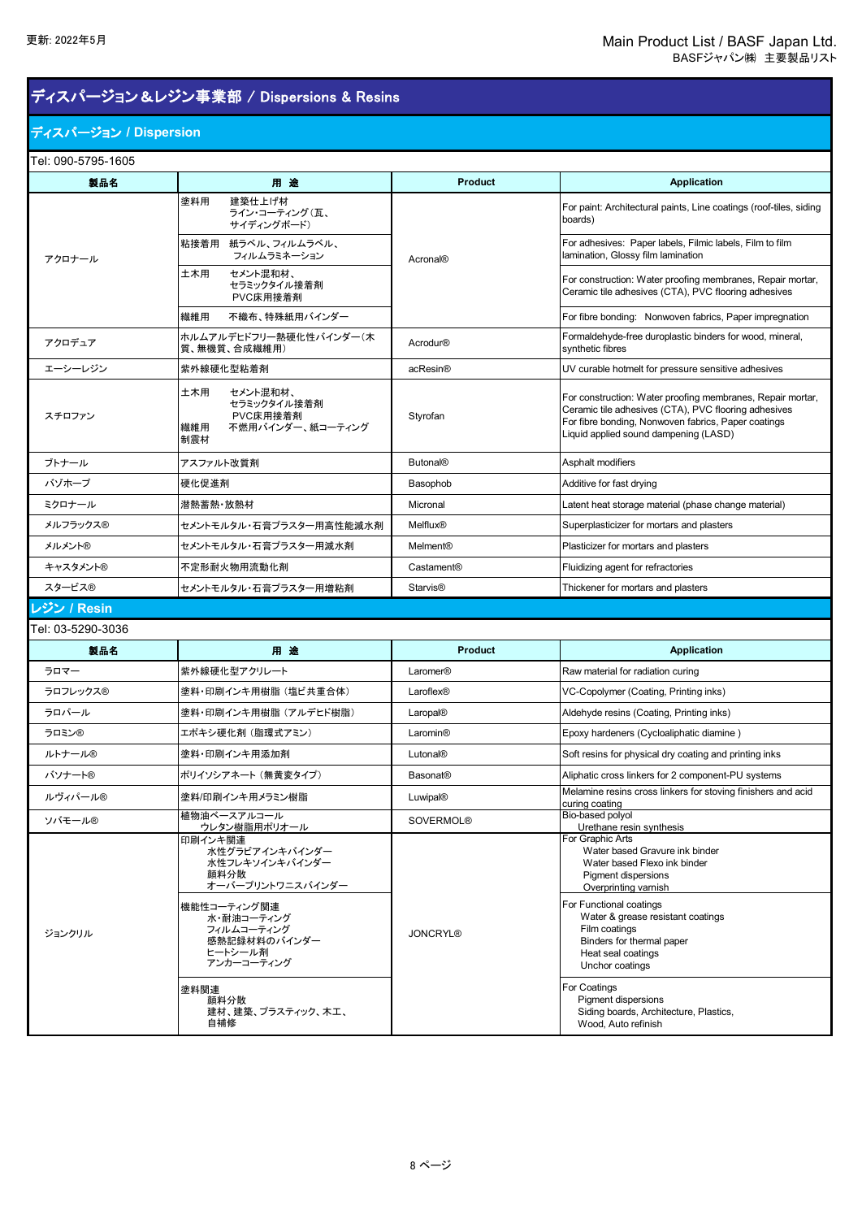更新: 2022年5月

Main Product List / BASF Japan Ltd.
BASFジャパン㈱ 主要製品リスト

# ディスパージョン＆レジン事業部 / Dispersions & Resins

## ディスパージョン / Dispersion

Tel: 090-5795-1605

| 製品名 | 用 途 | Product | Application |
|---|---|---|---|
| アクロナール | 塗料用　建築仕上げ材 ライン･コーティング（瓦、サイディングボード） | Acronal® | For paint: Architectural paints, Line coatings (roof-tiles, siding boards) |
| | 粘接着用　紙ラベル、フィルムラベル、フィルムラミネーション | | For adhesives: Paper labels, Filmic labels, Film to film lamination, Glossy film lamination |
| | 土木用　セメント混和材、セラミックタイル接着剤 PVC床用接着剤 | | For construction: Water proofing membranes, Repair mortar, Ceramic tile adhesives (CTA), PVC flooring adhesives |
| | 繊維用　不織布、特殊紙用バインダー | | For fibre bonding: Nonwoven fabrics, Paper impregnation |
| アクロデュア | ホルムアルデヒドフリー熱硬化性バインダー（木質、無機質、合成繊維用） | Acrodur® | Formaldehyde-free duroplastic binders for wood, mineral, synthetic fibres |
| エーシーレジン | 紫外線硬化型粘着剤 | acResin® | UV curable hotmelt for pressure sensitive adhesives |
| スチロファン | 土木用　セメント混和材、セラミックタイル接着剤 PVC床用接着剤<br>繊維用　不燃用バインダー、紙コーティング<br>制震材 | Styrofan | For construction: Water proofing membranes, Repair mortar, Ceramic tile adhesives (CTA), PVC flooring adhesives<br>For fibre bonding, Nonwoven fabrics, Paper coatings<br>Liquid applied sound dampening (LASD) |
| ブトナール | アスファルト改質剤 | Butonal® | Asphalt modifiers |
| バゾホープ | 硬化促進剤 | Basophob | Additive for fast drying |
| ミクロナール | 潜熱蓄熱･放熱材 | Micronal | Latent heat storage material (phase change material) |
| メルフラックス® | セメントモルタル･石膏プラスター用高性能減水剤 | Melflux® | Superplasticizer for mortars and plasters |
| メルメント® | セメントモルタル･石膏プラスター用減水剤 | Melment® | Plasticizer for mortars and plasters |
| キャスタメント® | 不定形耐火物用流動化剤 | Castament® | Fluidizing agent for refractories |
| スタービス® | セメントモルタル･石膏プラスター用増粘剤 | Starvis® | Thickener for mortars and plasters |

## レジン / Resin

Tel: 03-5290-3036

| 製品名 | 用 途 | Product | Application |
|---|---|---|---|
| ラロマー | 紫外線硬化型アクリレート | Laromer® | Raw material for radiation curing |
| ラロフレックス® | 塗料･印刷インキ用樹脂（塩ビ共重合体） | Laroflex® | VC-Copolymer (Coating, Printing inks) |
| ラロパール | 塗料･印刷インキ用樹脂（アルデヒド樹脂） | Laropal® | Aldehyde resins (Coating, Printing inks) |
| ラロミン® | エポキシ硬化剤（脂環式アミン） | Laromin® | Epoxy hardeners (Cycloaliphatic diamine ) |
| ルトナール® | 塗料･印刷インキ用添加剤 | Lutonal® | Soft resins for physical dry coating and printing inks |
| バソナート® | ポリイソシアネート（無黄変タイプ） | Basonat® | Aliphatic cross linkers for 2 component-PU systems |
| ルヴィパール® | 塗料/印刷インキ用メラミン樹脂 | Luwipal® | Melamine resins cross linkers for stoving finishers and acid curing coating |
| ソバモール® | 植物油ベースアルコール ウレタン樹脂用ポリオール | SOVERMOL® | Bio-based polyol Urethane resin synthesis |
| ジョンクリル | 印刷インキ関連<br>水性グラビアインキバインダー<br>水性フレキソインキバインダー<br>顔料分散<br>オーバープリントワニスバインダー | JONCRYL® | For Graphic Arts<br>Water based Gravure ink binder<br>Water based Flexo ink binder<br>Pigment dispersions<br>Overprinting varnish |
| | 機能性コーティング関連<br>水･耐油コーティング<br>フィルムコーティング<br>感熱記録材料のバインダー<br>ヒートシール剤<br>アンカーコーティング | | For Functional coatings<br>Water & grease resistant coatings<br>Film coatings<br>Binders for thermal paper<br>Heat seal coatings<br>Unchor coatings |
| | 塗料関連<br>顔料分散<br>建材、建築、プラスティック、木工、自補修 | | For Coatings<br>Pigment dispersions<br>Siding boards, Architecture, Plastics, Wood, Auto refinish |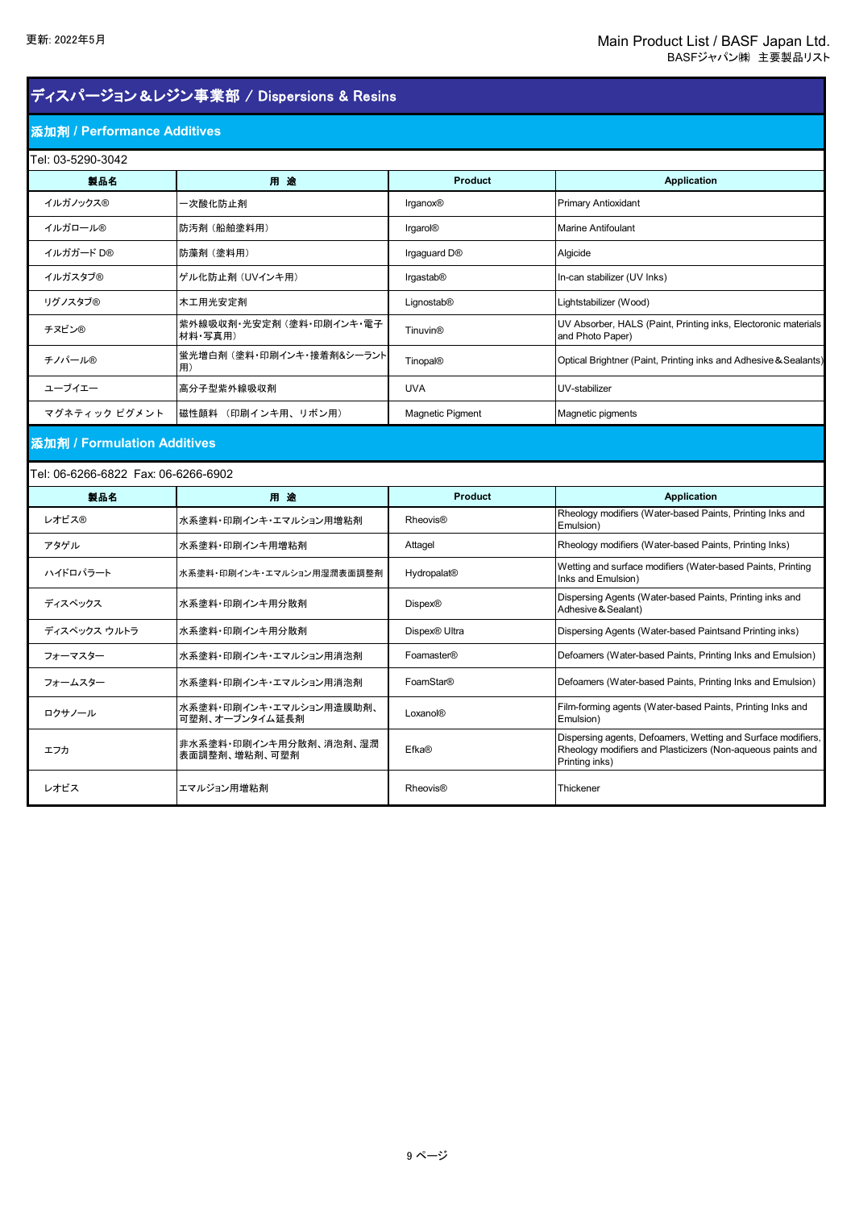更新: 2022年5月

Main Product List / BASF Japan Ltd.
BASFジャパン㈱ 主要製品リスト

# ディスパージョン＆レジン事業部 / Dispersions & Resins

## 添加剤 / Performance Additives

Tel: 03-5290-3042

| 製品名 | 用 途 | Product | Application |
|---|---|---|---|
| イルガノックス® | 一次酸化防止剤 | Irganox® | Primary Antioxidant |
| イルガロール® | 防汚剤（船舶塗料用） | Irgarol® | Marine Antifoulant |
| イルガガード D® | 防藻剤（塗料用） | Irgaguard D® | Algicide |
| イルガスタブ® | ゲル化防止剤（UVインキ用） | Irgastab® | In-can stabilizer (UV Inks) |
| リグノスタブ® | 木工用光安定剤 | Lignostab® | Lightstabilizer (Wood) |
| チヌビン® | 紫外線吸収剤･光安定剤（塗料･印刷インキ･電子材料･写真用） | Tinuvin® | UV Absorber, HALS (Paint, Printing inks, Electoronic materials and Photo Paper) |
| チノパール® | 蛍光増白剤（塗料･印刷インキ･接着剤&シーラント用） | Tinopal® | Optical Brightner (Paint, Printing inks and Adhesive＆Sealants) |
| ユーブイエー | 高分子型紫外線吸収剤 | UVA | UV-stabilizer |
| マグネティック ピグメント | 磁性顔料 （印刷インキ用、リボン用） | Magnetic Pigment | Magnetic pigments |

## 添加剤 / Formulation Additives

Tel: 06-6266-6822 Fax: 06-6266-6902

| 製品名 | 用 途 | Product | Application |
|---|---|---|---|
| レオビス® | 水系塗料･印刷インキ･エマルション用増粘剤 | Rheovis® | Rheology modifiers (Water-based Paints, Printing Inks and Emulsion) |
| アタゲル | 水系塗料･印刷インキ用増粘剤 | Attagel | Rheology modifiers (Water-based Paints, Printing Inks) |
| ハイドロパラート | 水系塗料･印刷インキ･エマルション用湿潤表面調整剤 | Hydropalat® | Wetting and surface modifiers (Water-based Paints, Printing Inks and Emulsion) |
| ディスペックス | 水系塗料･印刷インキ用分散剤 | Dispex® | Dispersing Agents (Water-based Paints, Printing inks and Adhesive＆Sealant) |
| ディスペックス ウルトラ | 水系塗料･印刷インキ用分散剤 | Dispex® Ultra | Dispersing Agents (Water-based Paintsand Printing inks) |
| フォーマスター | 水系塗料･印刷インキ･エマルション用消泡剤 | Foamaster® | Defoamers (Water-based Paints, Printing Inks and Emulsion) |
| フォームスター | 水系塗料･印刷インキ･エマルション用消泡剤 | FoamStar® | Defoamers (Water-based Paints, Printing Inks and Emulsion) |
| ロクサノール | 水系塗料･印刷インキ･エマルション用造膜助剤、可塑剤、オープンタイム延長剤 | Loxanol® | Film-forming agents (Water-based Paints, Printing Inks and Emulsion) |
| エフカ | 非水系塗料･印刷インキ用分散剤、消泡剤、湿潤表面調整剤、増粘剤、可塑剤 | Efka® | Dispersing agents, Defoamers, Wetting and Surface modifiers, Rheology modifiers and Plasticizers (Non-aqueous paints and Printing inks) |
| レオビス | エマルジョン用増粘剤 | Rheovis® | Thickener |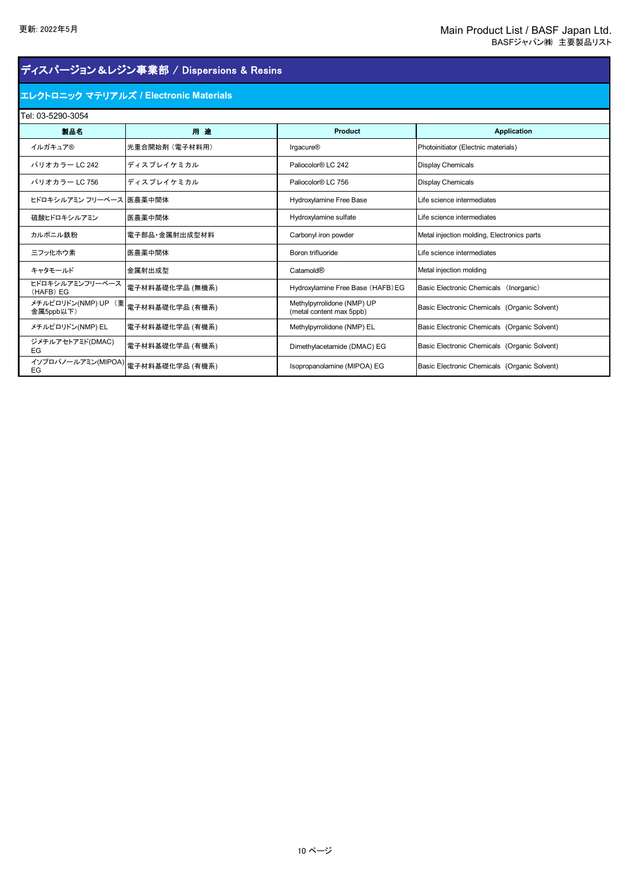## ディスパージョン＆レジン事業部 / Dispersions & Resins

### エレクトロニック マテリアルズ / Electronic Materials

Tel: 03-5290-3054

| 製品名 | 用 途 | Product | Application |
|---|---|---|---|
| イルガキュア® | 光重合開始剤（電子材料用） | Irgacure® | Photoinitiator (Electnic materials) |
| パリオカラー LC 242 | ディスプレイケミカル | Paliocolor® LC 242 | Display Chemicals |
| パリオカラー LC 756 | ディスプレイケミカル | Paliocolor® LC 756 | Display Chemicals |
| ヒドロキシルアミン フリーベース | 医農薬中間体 | Hydroxylamine Free Base | Life science intermediates |
| 硫酸ヒドロキシルアミン | 医農薬中間体 | Hydroxylamine sulfate | Life science intermediates |
| カルボニル鉄粉 | 電子部品・金属射出成型材料 | Carbonyl iron powder | Metal injection molding, Electronics parts |
| 三フッ化ホウ素 | 医農薬中間体 | Boron trifluoride | Life science intermediates |
| キャタモールド | 金属射出成型 | Catamold® | Metal injection molding |
| ヒドロキシルアミンフリーベース（HAFB）EG | 電子材料基礎化学品 (無機系) | Hydroxylamine Free Base（HAFB）EG | Basic Electronic Chemicals（Inorganic） |
| メチルピロリドン(NMP) UP（重金属5ppb以下） | 電子材料基礎化学品 (有機系) | Methylpyrrolidone (NMP) UP (metal content max 5ppb) | Basic Electronic Chemicals (Organic Solvent) |
| メチルピロリドン(NMP) EL | 電子材料基礎化学品 (有機系) | Methylpyrrolidone (NMP) EL | Basic Electronic Chemicals (Organic Solvent) |
| ジメチルアセトアミド(DMAC) EG | 電子材料基礎化学品 (有機系) | Dimethylacetamide (DMAC) EG | Basic Electronic Chemicals (Organic Solvent) |
| イソプロパノールアミン(MIPOA) EG | 電子材料基礎化学品 (有機系) | Isopropanolamine (MIPOA) EG | Basic Electronic Chemicals (Organic Solvent) |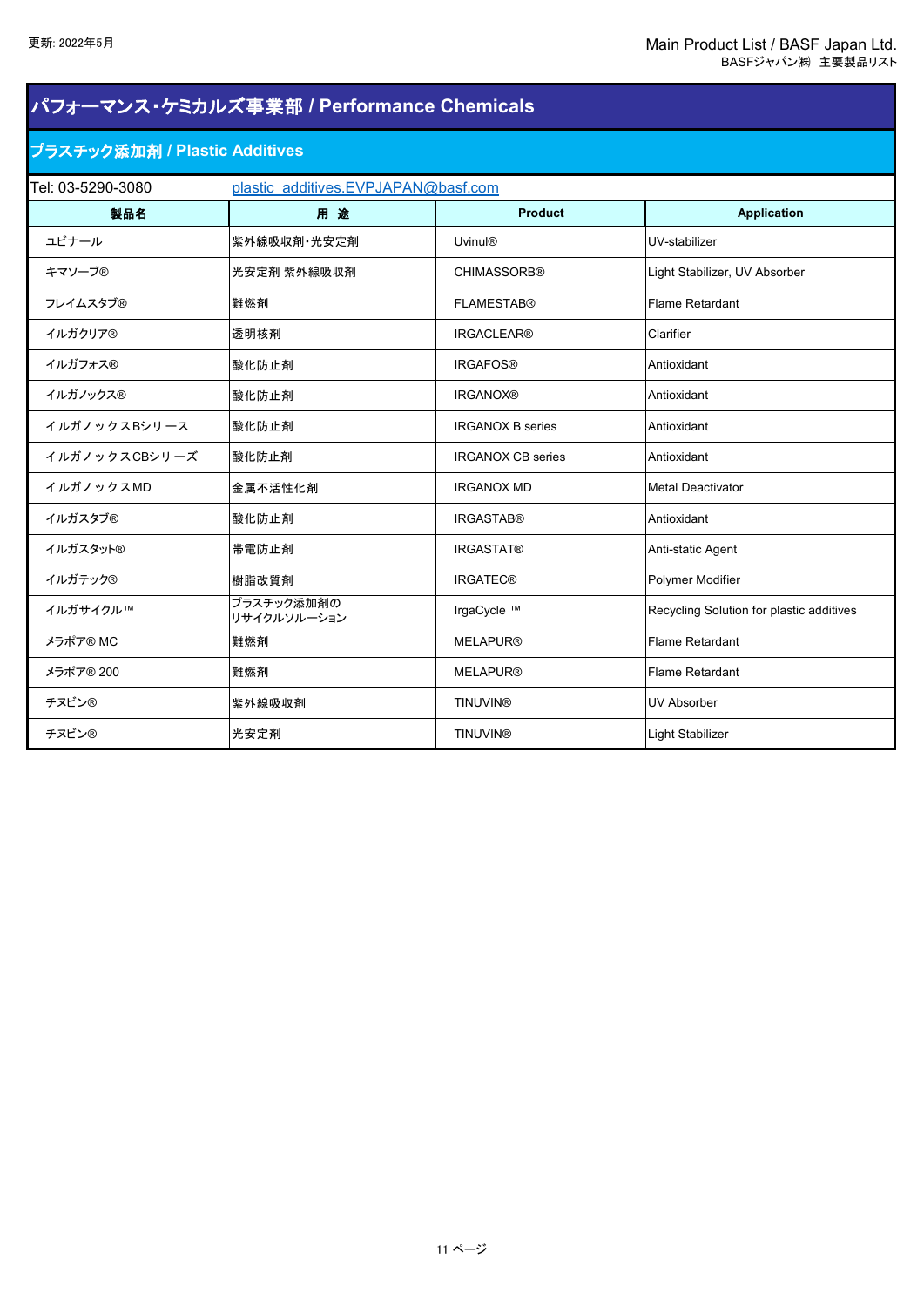更新: 2022年5月

Main Product List / BASF Japan Ltd.
BASFジャパン㈱ 主要製品リスト

# パフォーマンス・ケミカルズ事業部 / Performance Chemicals

## プラスチック添加剤 / Plastic Additives

Tel: 03-5290-3080　plastic_additives.EVPJAPAN@basf.com

| 製品名 | 用 途 | Product | Application |
|---|---|---|---|
| ユビナール | 紫外線吸収剤･光安定剤 | Uvinul® | UV-stabilizer |
| キマソーブ® | 光安定剤 紫外線吸収剤 | CHIMASSORB® | Light Stabilizer, UV Absorber |
| フレイムスタブ® | 難燃剤 | FLAMESTAB® | Flame Retardant |
| イルガクリア® | 透明核剤 | IRGACLEAR® | Clarifier |
| イルガフォス® | 酸化防止剤 | IRGAFOS® | Antioxidant |
| イルガノックス® | 酸化防止剤 | IRGANOX® | Antioxidant |
| イルガノックスBシリース | 酸化防止剤 | IRGANOX B series | Antioxidant |
| イルガノックスCBシリーズ | 酸化防止剤 | IRGANOX CB series | Antioxidant |
| イルガノックスMD | 金属不活性化剤 | IRGANOX MD | Metal Deactivator |
| イルガスタブ® | 酸化防止剤 | IRGASTAB® | Antioxidant |
| イルガスタット® | 帯電防止剤 | IRGASTAT® | Anti-static Agent |
| イルガテック® | 樹脂改質剤 | IRGATEC® | Polymer Modifier |
| イルガサイクル™ | プラスチック添加剤のリサイクルソルーション | IrgaCycle ™ | Recycling Solution for plastic additives |
| メラポア® MC | 難燃剤 | MELAPUR® | Flame Retardant |
| メラポア® 200 | 難燃剤 | MELAPUR® | Flame Retardant |
| チヌビン® | 紫外線吸収剤 | TINUVIN® | UV Absorber |
| チヌビン® | 光安定剤 | TINUVIN® | Light Stabilizer |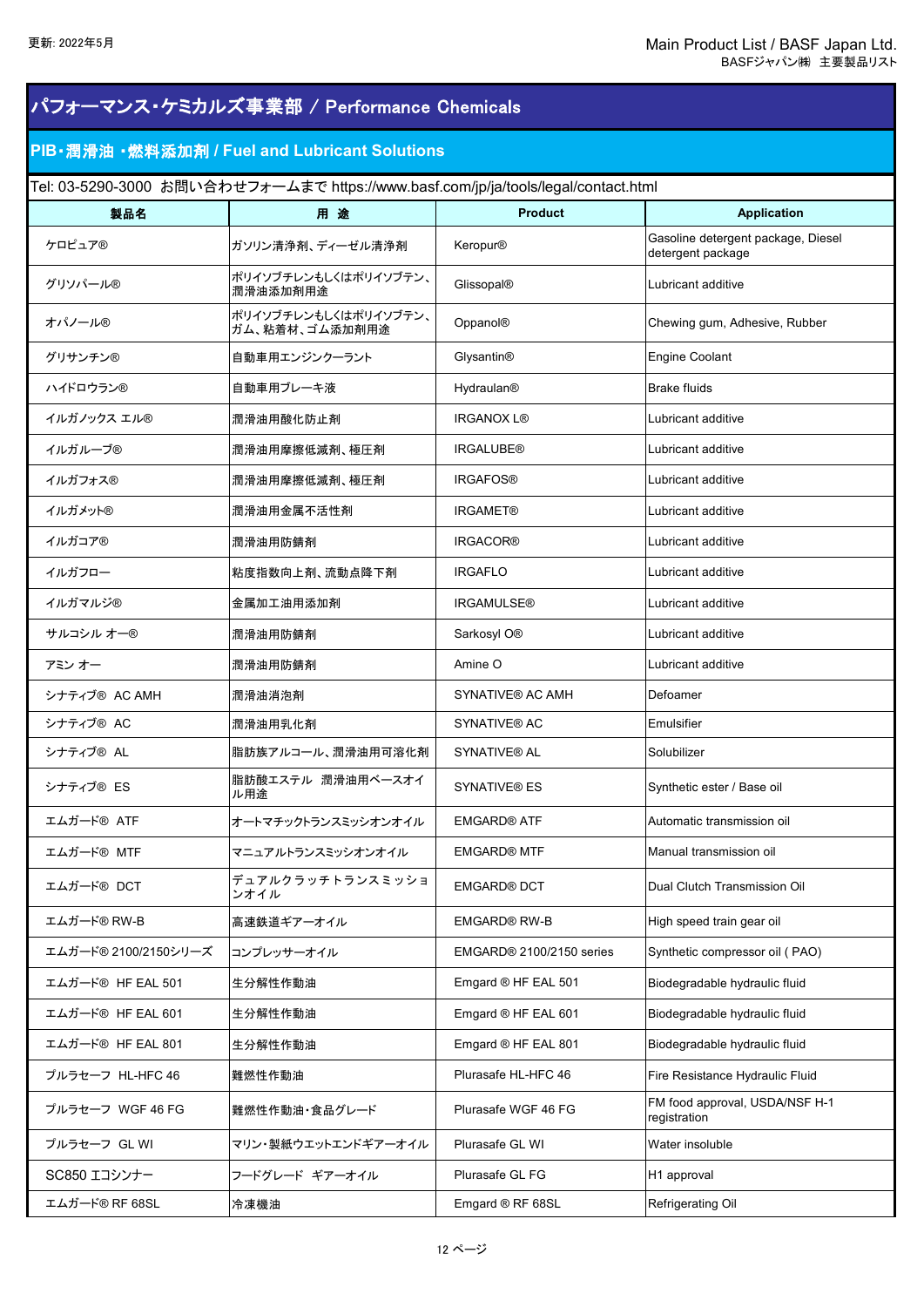# パフォーマンス・ケミカルズ事業部 / Performance Chemicals

## PIB・潤滑油・燃料添加剤 / Fuel and Lubricant Solutions

Tel: 03-5290-3000 お問い合わせフォームまで https://www.basf.com/jp/ja/tools/legal/contact.html

| 製品名 | 用 途 | Product | Application |
|---|---|---|---|
| ケロピュア® | ガソリン清浄剤、ディーゼル清浄剤 | Keropur® | Gasoline detergent package, Diesel detergent package |
| グリソパール® | ポリイソブチレンもしくはポリイソブテン、潤滑油添加剤用途 | Glissopal® | Lubricant additive |
| オパノール® | ポリイソブチレンもしくはポリイソブテン、ガム、粘着材、ゴム添加剤用途 | Oppanol® | Chewing gum, Adhesive, Rubber |
| グリサンチン® | 自動車用エンジンクーラント | Glysantin® | Engine Coolant |
| ハイドロウラン® | 自動車用ブレーキ液 | Hydraulan® | Brake fluids |
| イルガノックス エル® | 潤滑油用酸化防止剤 | IRGANOX L® | Lubricant additive |
| イルガルーブ® | 潤滑油用摩擦低減剤、極圧剤 | IRGALUBE® | Lubricant additive |
| イルガフォス® | 潤滑油用摩擦低減剤、極圧剤 | IRGAFOS® | Lubricant additive |
| イルガメット® | 潤滑油用金属不活性剤 | IRGAMET® | Lubricant additive |
| イルガコア® | 潤滑油用防錆剤 | IRGACOR® | Lubricant additive |
| イルガフロー | 粘度指数向上剤、流動点降下剤 | IRGAFLO | Lubricant additive |
| イルガマルジ® | 金属加工油用添加剤 | IRGAMULSE® | Lubricant additive |
| サルコシル オー® | 潤滑油用防錆剤 | Sarkosyl O® | Lubricant additive |
| アミン オー | 潤滑油用防錆剤 | Amine O | Lubricant additive |
| シナティブ® AC AMH | 潤滑油消泡剤 | SYNATIVE® AC AMH | Defoamer |
| シナティブ® AC | 潤滑油用乳化剤 | SYNATIVE® AC | Emulsifier |
| シナティブ® AL | 脂肪族アルコール、潤滑油用可溶化剤 | SYNATIVE® AL | Solubilizer |
| シナティブ® ES | 脂肪酸エステル 潤滑油用ベースオイル用途 | SYNATIVE® ES | Synthetic ester / Base oil |
| エムガード® ATF | オートマチックトランスミッシオンオイル | EMGARD® ATF | Automatic transmission oil |
| エムガード® MTF | マニュアルトランスミッシオンオイル | EMGARD® MTF | Manual transmission oil |
| エムガード® DCT | デュアルクラッチトランスミッションオイル | EMGARD® DCT | Dual Clutch Transmission Oil |
| エムガード® RW-B | 高速鉄道ギアーオイル | EMGARD® RW-B | High speed train gear oil |
| エムガード® 2100/2150シリーズ | コンプレッサーオイル | EMGARD® 2100/2150 series | Synthetic compressor oil ( PAO) |
| エムガード® HF EAL 501 | 生分解性作動油 | Emgard ® HF EAL 501 | Biodegradable hydraulic fluid |
| エムガード® HF EAL 601 | 生分解性作動油 | Emgard ® HF EAL 601 | Biodegradable hydraulic fluid |
| エムガード® HF EAL 801 | 生分解性作動油 | Emgard ® HF EAL 801 | Biodegradable hydraulic fluid |
| プルラセーフ HL-HFC 46 | 難燃性作動油 | Plurasafe HL-HFC 46 | Fire Resistance Hydraulic Fluid |
| プルラセーフ WGF 46 FG | 難燃性作動油・食品グレード | Plurasafe WGF 46 FG | FM food approval, USDA/NSF H-1 registration |
| プルラセーフ GL WI | マリン・製紙ウエットエンドギアーオイル | Plurasafe GL WI | Water insoluble |
| SC850 エコシンナー | フードグレード ギアーオイル | Plurasafe GL FG | H1 approval |
| エムガード® RF 68SL | 冷凍機油 | Emgard ® RF 68SL | Refrigerating Oil |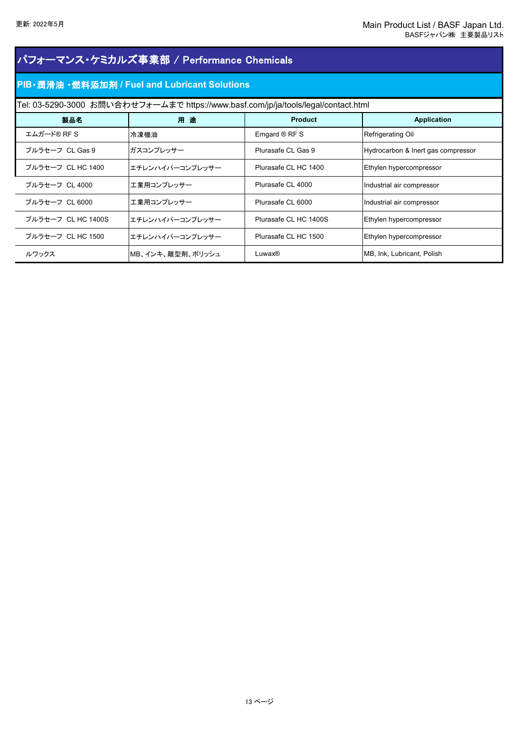# パフォーマンス・ケミカルズ事業部 / Performance Chemicals

## PIB・潤滑油 ・燃料添加剤 / Fuel and Lubricant Solutions

Tel: 03-5290-3000 お問い合わせフォームまで https://www.basf.com/jp/ja/tools/legal/contact.html

| 製品名 | 用 途 | Product | Application |
|---|---|---|---|
| エムガード® RF S | 冷凍機油 | Emgard ® RF S | Refrigerating Oil |
| プルラセーフ CL Gas 9 | ガスコンプレッサー | Plurasafe CL Gas 9 | Hydrocarbon & Inert gas compressor |
| プルラセーフ CL HC 1400 | エチレンハイパーコンプレッサー | Plurasafe CL HC 1400 | Ethylen hypercompressor |
| プルラセーフ CL 4000 | 工業用コンプレッサー | Plurasafe CL 4000 | Industrial air compressor |
| プルラセーフ CL 6000 | 工業用コンプレッサー | Plurasafe CL 6000 | Industrial air compressor |
| プルラセーフ CL HC 1400S | エチレンハイパーコンプレッサー | Plurasafe CL HC 1400S | Ethylen hypercompressor |
| プルラセーフ CL HC 1500 | エチレンハイパーコンプレッサー | Plurasafe CL HC 1500 | Ethylen hypercompressor |
| ルワックス | MB、インキ、離型剤、ポリッシュ | Luwax® | MB, Ink, Lubricant, Polish |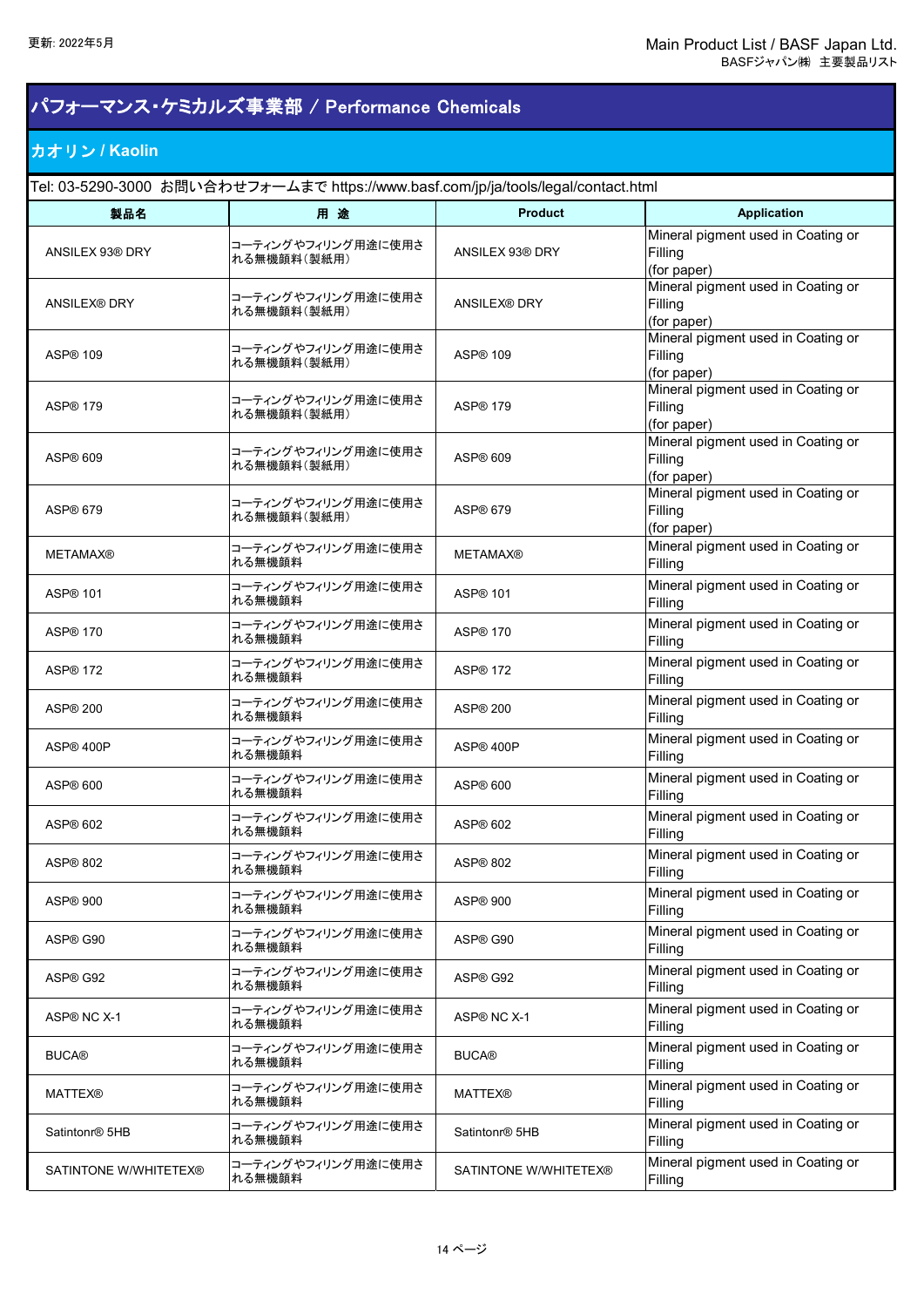## パフォーマンス・ケミカルズ事業部 / Performance Chemicals

### カオリン / Kaolin

Tel: 03-5290-3000 お問い合わせフォームまで https://www.basf.com/jp/ja/tools/legal/contact.html

| 製品名 | 用 途 | Product | Application |
|---|---|---|---|
| ANSILEX 93® DRY | コーティングやフィリング用途に使用される無機顔料(製紙用) | ANSILEX 93® DRY | Mineral pigment used in Coating or Filling (for paper) |
| ANSILEX® DRY | コーティングやフィリング用途に使用される無機顔料(製紙用) | ANSILEX® DRY | Mineral pigment used in Coating or Filling (for paper) |
| ASP® 109 | コーティングやフィリング用途に使用される無機顔料(製紙用) | ASP® 109 | Mineral pigment used in Coating or Filling (for paper) |
| ASP® 179 | コーティングやフィリング用途に使用される無機顔料(製紙用) | ASP® 179 | Mineral pigment used in Coating or Filling (for paper) |
| ASP® 609 | コーティングやフィリング用途に使用される無機顔料(製紙用) | ASP® 609 | Mineral pigment used in Coating or Filling (for paper) |
| ASP® 679 | コーティングやフィリング用途に使用される無機顔料(製紙用) | ASP® 679 | Mineral pigment used in Coating or Filling (for paper) |
| METAMAX® | コーティングやフィリング用途に使用される無機顔料 | METAMAX® | Mineral pigment used in Coating or Filling |
| ASP® 101 | コーティングやフィリング用途に使用される無機顔料 | ASP® 101 | Mineral pigment used in Coating or Filling |
| ASP® 170 | コーティングやフィリング用途に使用される無機顔料 | ASP® 170 | Mineral pigment used in Coating or Filling |
| ASP® 172 | コーティングやフィリング用途に使用される無機顔料 | ASP® 172 | Mineral pigment used in Coating or Filling |
| ASP® 200 | コーティングやフィリング用途に使用される無機顔料 | ASP® 200 | Mineral pigment used in Coating or Filling |
| ASP® 400P | コーティングやフィリング用途に使用される無機顔料 | ASP® 400P | Mineral pigment used in Coating or Filling |
| ASP® 600 | コーティングやフィリング用途に使用される無機顔料 | ASP® 600 | Mineral pigment used in Coating or Filling |
| ASP® 602 | コーティングやフィリング用途に使用される無機顔料 | ASP® 602 | Mineral pigment used in Coating or Filling |
| ASP® 802 | コーティングやフィリング用途に使用される無機顔料 | ASP® 802 | Mineral pigment used in Coating or Filling |
| ASP® 900 | コーティングやフィリング用途に使用される無機顔料 | ASP® 900 | Mineral pigment used in Coating or Filling |
| ASP® G90 | コーティングやフィリング用途に使用される無機顔料 | ASP® G90 | Mineral pigment used in Coating or Filling |
| ASP® G92 | コーティングやフィリング用途に使用される無機顔料 | ASP® G92 | Mineral pigment used in Coating or Filling |
| ASP® NC X-1 | コーティングやフィリング用途に使用される無機顔料 | ASP® NC X-1 | Mineral pigment used in Coating or Filling |
| BUCA® | コーティングやフィリング用途に使用される無機顔料 | BUCA® | Mineral pigment used in Coating or Filling |
| MATTEX® | コーティングやフィリング用途に使用される無機顔料 | MATTEX® | Mineral pigment used in Coating or Filling |
| Satintonr® 5HB | コーティングやフィリング用途に使用される無機顔料 | Satintonr® 5HB | Mineral pigment used in Coating or Filling |
| SATINTONE W/WHITETEX® | コーティングやフィリング用途に使用される無機顔料 | SATINTONE W/WHITETEX® | Mineral pigment used in Coating or Filling |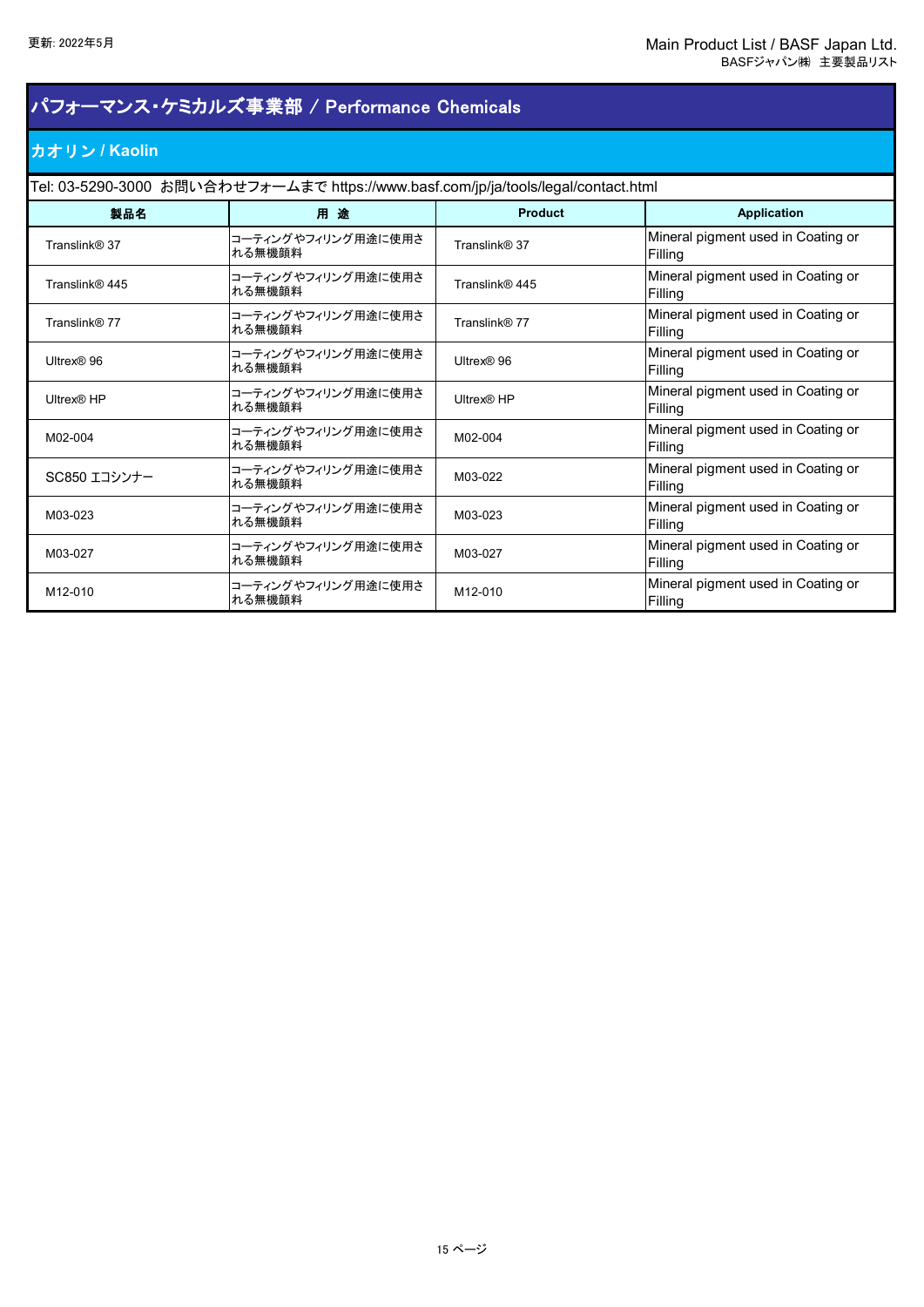## パフォーマンス・ケミカルズ事業部 / Performance Chemicals

### カオリン / Kaolin

Tel: 03-5290-3000 お問い合わせフォームまで https://www.basf.com/jp/ja/tools/legal/contact.html

| 製品名 | 用 途 | Product | Application |
|---|---|---|---|
| Translink® 37 | コーティングやフィリング用途に使用される無機顔料 | Translink® 37 | Mineral pigment used in Coating or Filling |
| Translink® 445 | コーティングやフィリング用途に使用される無機顔料 | Translink® 445 | Mineral pigment used in Coating or Filling |
| Translink® 77 | コーティングやフィリング用途に使用される無機顔料 | Translink® 77 | Mineral pigment used in Coating or Filling |
| Ultrex® 96 | コーティングやフィリング用途に使用される無機顔料 | Ultrex® 96 | Mineral pigment used in Coating or Filling |
| Ultrex® HP | コーティングやフィリング用途に使用される無機顔料 | Ultrex® HP | Mineral pigment used in Coating or Filling |
| M02-004 | コーティングやフィリング用途に使用される無機顔料 | M02-004 | Mineral pigment used in Coating or Filling |
| SC850 エコシンナー | コーティングやフィリング用途に使用される無機顔料 | M03-022 | Mineral pigment used in Coating or Filling |
| M03-023 | コーティングやフィリング用途に使用される無機顔料 | M03-023 | Mineral pigment used in Coating or Filling |
| M03-027 | コーティングやフィリング用途に使用される無機顔料 | M03-027 | Mineral pigment used in Coating or Filling |
| M12-010 | コーティングやフィリング用途に使用される無機顔料 | M12-010 | Mineral pigment used in Coating or Filling |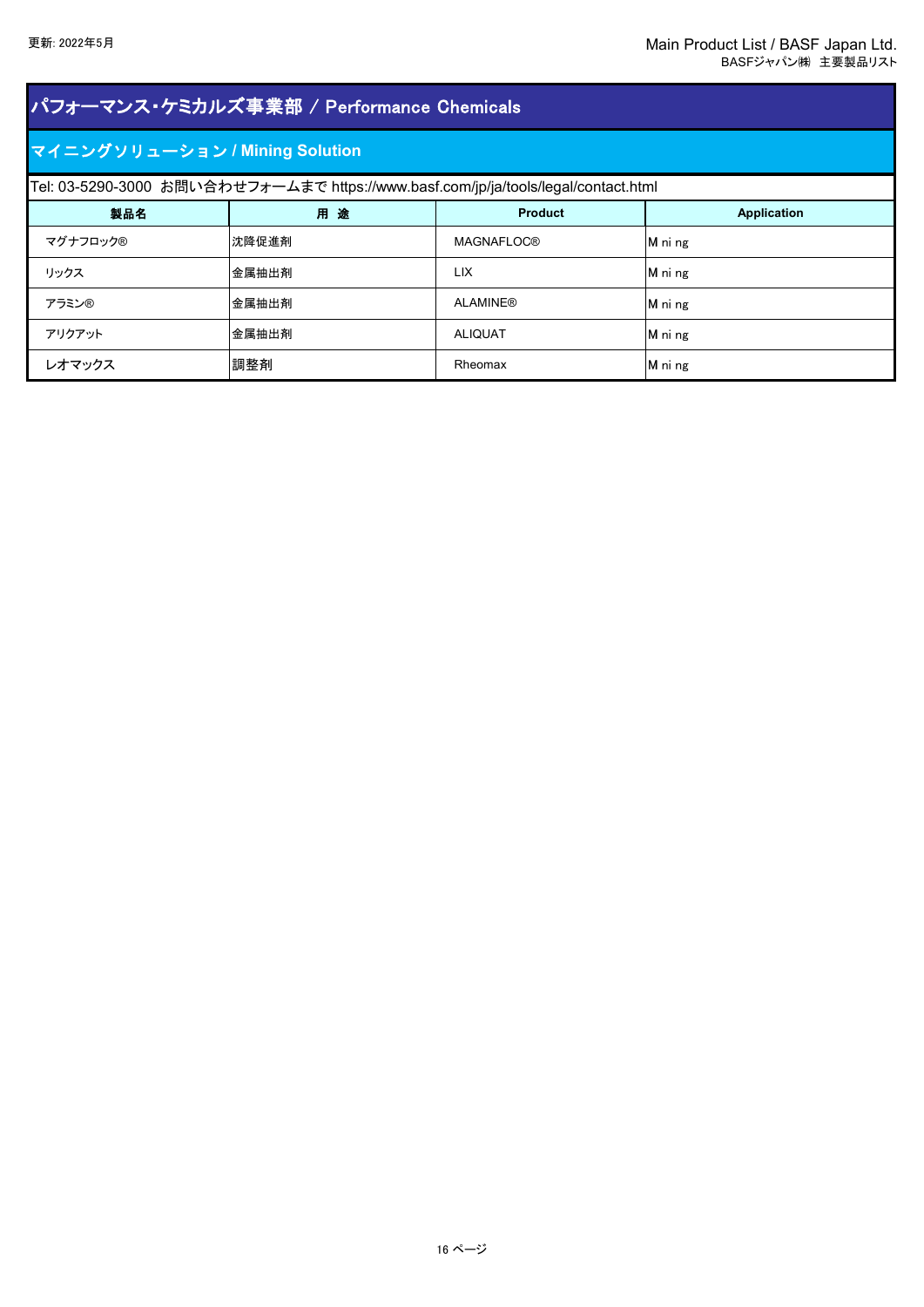# パフォーマンス・ケミカルズ事業部 / Performance Chemicals

## マイニングソリューション / Mining Solution

Tel: 03-5290-3000 お問い合わせフォームまで https://www.basf.com/jp/ja/tools/legal/contact.html

| 製品名 | 用 途 | Product | Application |
|---|---|---|---|
| マグナフロック® | 沈降促進剤 | MAGNAFLOC® | M ni ng |
| リックス | 金属抽出剤 | LIX | M ni ng |
| アラミン® | 金属抽出剤 | ALAMINE® | M ni ng |
| アリクアット | 金属抽出剤 | ALIQUAT | M ni ng |
| レオマックス | 調整剤 | Rheomax | M ni ng |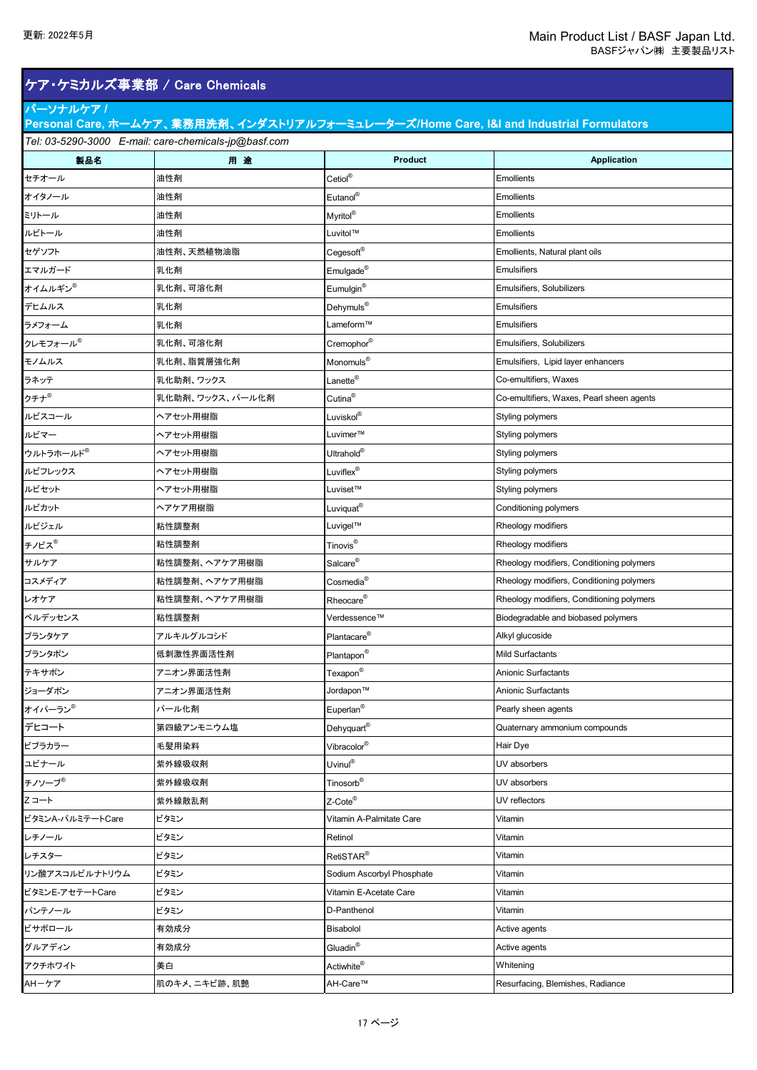更新: 2022年5月

Main Product List / BASF Japan Ltd.
BASFジャパン㈱　主要製品リスト

# ケア・ケミカルズ事業部 / Care Chemicals

## パーソナルケア / Personal Care, ホームケア、業務用洗剤、インダストリアルフォーミュレーターズ/Home Care, I&I and Industrial Formulators

*Tel: 03-5290-3000　E-mail: care-chemicals-jp@basf.com*

| 製品名 | 用 途 | Product | Application |
|---|---|---|---|
| セチオール | 油性剤 | Cetiol® | Emollients |
| オイタノール | 油性剤 | Eutanol® | Emollients |
| ミリトール | 油性剤 | Myritol® | Emollients |
| ルビトール | 油性剤 | Luvitol™ | Emollients |
| セゲソフト | 油性剤、天然植物油脂 | Cegesoft® | Emollients, Natural plant oils |
| エマルガード | 乳化剤 | Emulgade® | Emulsifiers |
| オイムルギン® | 乳化剤、可溶化剤 | Eumulgin® | Emulsifiers, Solubilizers |
| デヒムルス | 乳化剤 | Dehymuls® | Emulsifiers |
| ラメフォーム | 乳化剤 | Lameform™ | Emulsifiers |
| クレモフォール® | 乳化剤、可溶化剤 | Cremophor® | Emulsifiers, Solubilizers |
| モノムルス | 乳化剤、脂質層強化剤 | Monomuls® | Emulsifiers, Lipid layer enhancers |
| ラネッテ | 乳化助剤、ワックス | Lanette® | Co-emultifiers, Waxes |
| クチナ® | 乳化助剤、ワックス、パール化剤 | Cutina® | Co-emultifiers, Waxes, Pearl sheen agents |
| ルビスコール | ヘアセット用樹脂 | Luviskol® | Styling polymers |
| ルビマー | ヘアセット用樹脂 | Luvimer™ | Styling polymers |
| ウルトラホールド® | ヘアセット用樹脂 | Ultrahold® | Styling polymers |
| ルビフレックス | ヘアセット用樹脂 | Luviflex® | Styling polymers |
| ルビセット | ヘアセット用樹脂 | Luviset™ | Styling polymers |
| ルビカット | ヘアケア用樹脂 | Luviquat® | Conditioning polymers |
| ルビジェル | 粘性調整剤 | Luvigel™ | Rheology modifiers |
| チノビス® | 粘性調整剤 | Tinovis® | Rheology modifiers |
| サルケア | 粘性調整剤、ヘアケア用樹脂 | Salcare® | Rheology modifiers, Conditioning polymers |
| コスメディア | 粘性調整剤、ヘアケア用樹脂 | Cosmedia® | Rheology modifiers, Conditioning polymers |
| レオケア | 粘性調整剤、ヘアケア用樹脂 | Rheocare® | Rheology modifiers, Conditioning polymers |
| ベルデッセンス | 粘性調整剤 | Verdessence™ | Biodegradable and biobased polymers |
| プランタケア | アルキルグルコシド | Plantacare® | Alkyl glucoside |
| プランタポン | 低刺激性界面活性剤 | Plantapon® | Mild Surfactants |
| テキサポン | アニオン界面活性剤 | Texapon® | Anionic Surfactants |
| ジョーダポン | アニオン界面活性剤 | Jordapon™ | Anionic Surfactants |
| オイパーラン® | パール化剤 | Euperlan® | Pearly sheen agents |
| デヒコート | 第四級アンモニウム塩 | Dehyquart® | Quaternary ammonium compounds |
| ビブラカラー | 毛髪用染料 | Vibracolor® | Hair Dye |
| ユビナール | 紫外線吸収剤 | Uvinul® | UV absorbers |
| チノソーブ® | 紫外線吸収剤 | Tinosorb® | UV absorbers |
| Zコート | 紫外線散乱剤 | Z-Cote® | UV reflectors |
| ビタミンA-パルミテートCare | ビタミン | Vitamin A-Palmitate Care | Vitamin |
| レチノール | ビタミン | Retinol | Vitamin |
| レチスター | ビタミン | RetiSTAR® | Vitamin |
| リン酸アスコルビルナトリウム | ビタミン | Sodium Ascorbyl Phosphate | Vitamin |
| ビタミンE-アセテートCare | ビタミン | Vitamin E-Acetate Care | Vitamin |
| パンテノール | ビタミン | D-Panthenol | Vitamin |
| ビサボロール | 有効成分 | Bisabolol | Active agents |
| グルアディン | 有効成分 | Gluadin® | Active agents |
| アクチホワイト | 美白 | Actiwhite® | Whitening |
| AHーケア | 肌のキメ、ニキビ跡、肌艶 | AH-Care™ | Resurfacing, Blemishes, Radiance |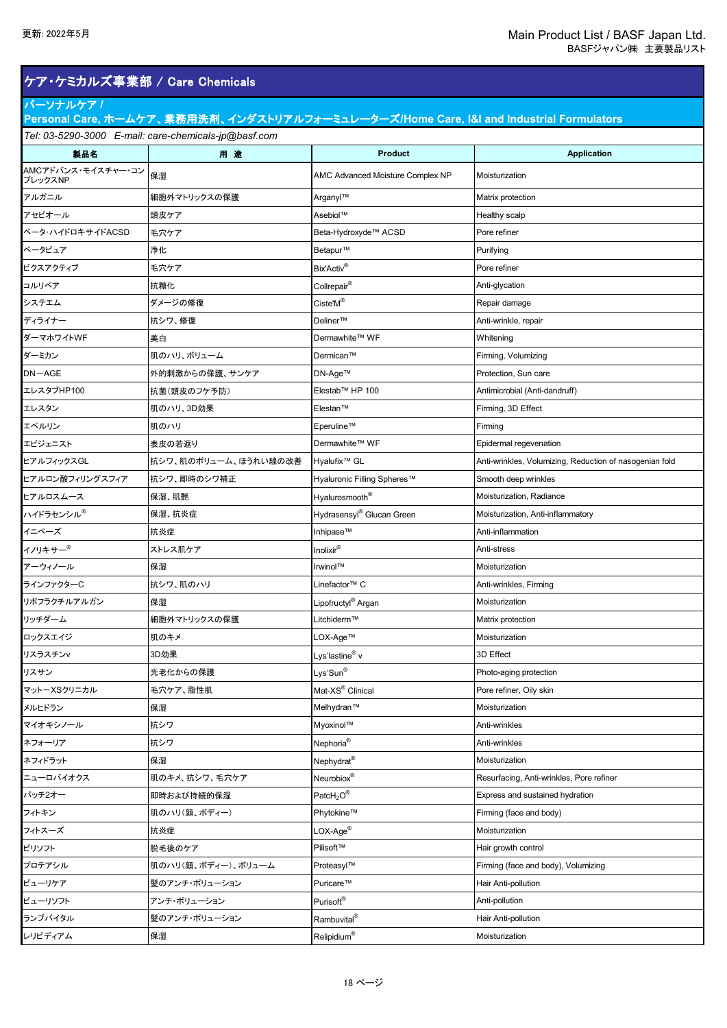更新: 2022年5月

Main Product List / BASF Japan Ltd.
BASFジャパン㈱ 主要製品リスト

## ケア・ケミカルズ事業部 / Care Chemicals

### パーソナルケア / Personal Care, ホームケア、業務用洗剤、インダストリアルフォーミュレーターズ/Home Care, I&I and Industrial Formulators

*Tel: 03-5290-3000 E-mail: care-chemicals-jp@basf.com*

| 製品名 | 用 途 | Product | Application |
|---|---|---|---|
| AMCアドバンス・モイスチャー・コンプレックスNP | 保湿 | AMC Advanced Moisture Complex NP | Moisturization |
| アルガニル | 細胞外マトリックスの保護 | Arganyl™ | Matrix protection |
| アセビオール | 頭皮ケア | Asebiol™ | Healthy scalp |
| ベータ・ハイドロキサイドACSD | 毛穴ケア | Beta-Hydroxyde™ ACSD | Pore refiner |
| ベータピュア | 浄化 | Betapur™ | Purifying |
| ビクスアクティブ | 毛穴ケア | Bix'Activ® | Pore refiner |
| コルリペア | 抗糖化 | Collrepair® | Anti-glycation |
| システエム | ダメージの修復 | Ciste'M® | Repair damage |
| ディライナー | 抗シワ、修復 | Deliner™ | Anti-wrinkle, repair |
| ダーマホワイトWF | 美白 | Dermawhite™ WF | Whitening |
| ダーミカン | 肌のハリ、ボリューム | Dermican™ | Firming, Volumizing |
| DN－AGE | 外的刺激からの保護、サンケア | DN-Age™ | Protection, Sun care |
| エレスタブHP100 | 抗菌(頭皮のフケ予防) | Elestab™ HP 100 | Antimicrobial (Anti-dandruff) |
| エレスタン | 肌のハリ、3D効果 | Elestan™ | Firming, 3D Effect |
| エペルリン | 肌のハリ | Eperuline™ | Firming |
| エピジェニスト | 表皮の若返り | Dermawhite™ WF | Epidermal regevenation |
| ヒアルフィックスGL | 抗シワ、肌のボリューム、ほうれい線の改善 | Hyalufix™ GL | Anti-wrinkles, Volumizing, Reduction of nasogenian fold |
| ヒアルロン酸フィリングスフィア | 抗シワ、即時のシワ補正 | Hyaluronic Filling Spheres™ | Smooth deep wrinkles |
| ヒアルロスムース | 保湿、肌艶 | Hyalurosmooth® | Moisturization, Radiance |
| ハイドラセンシル® | 保湿、抗炎症 | Hydrasensyl® Glucan Green | Moisturization, Anti-inflammatory |
| イニペーズ | 抗炎症 | Inhipase™ | Anti-inflammation |
| イノリキサー® | ストレス肌ケア | Inolixir® | Anti-stress |
| アーウィノール | 保湿 | Irwinol™ | Moisturization |
| ラインファクターC | 抗シワ、肌のハリ | Linefactor™ C | Anti-wrinkles, Firming |
| リポフラクチルアルガン | 保湿 | Lipofructyl® Argan | Moisturization |
| リッチダーム | 細胞外マトリックスの保護 | Litchiderm™ | Matrix protection |
| ロックスエイジ | 肌のキメ | LOX-Age™ | Moisturization |
| リスラスチンv | 3D効果 | Lys'lastine® v | 3D Effect |
| リスサン | 光老化からの保護 | Lys'Sun® | Photo-aging protection |
| マットーXSクリニカル | 毛穴ケア、脂性肌 | Mat-XS® Clinical | Pore refiner, Oily skin |
| メルヒドラン | 保湿 | Melhydran™ | Moisturization |
| マイオキシノール | 抗シワ | Myoxinol™ | Anti-wrinkles |
| ネフォーリア | 抗シワ | Nephoria® | Anti-wrinkles |
| ネフィドラット | 保湿 | Nephydrat® | Moisturization |
| ニューロバイオクス | 肌のキメ、抗シワ、毛穴ケア | Neurobiox® | Resurfacing, Anti-wrinkles, Pore refiner |
| パッチ2オー | 即時および持続的保湿 | Patc$H_2O$® | Express and sustained hydration |
| フィトキン | 肌のハリ(顔、ボディー) | Phytokine™ | Firming (face and body) |
| フィトスーズ | 抗炎症 | LOX-Age® | Moisturization |
| ピリソフト | 脱毛後のケア | Pilisoft™ | Hair growth control |
| プロテアシル | 肌のハリ(顔、ボディー)、ボリューム | Proteasyl™ | Firming (face and body), Volumizing |
| ピューリケア | 髪のアンチ・ポリューション | Puricare™ | Hair Anti-pollution |
| ピューリソフト | アンチ・ポリューション | Purisoft® | Anti-pollution |
| ランブバイタル | 髪のアンチ・ポリューション | Rambuvital® | Hair Anti-pollution |
| レリピディアム | 保湿 | Relipidium® | Moisturization |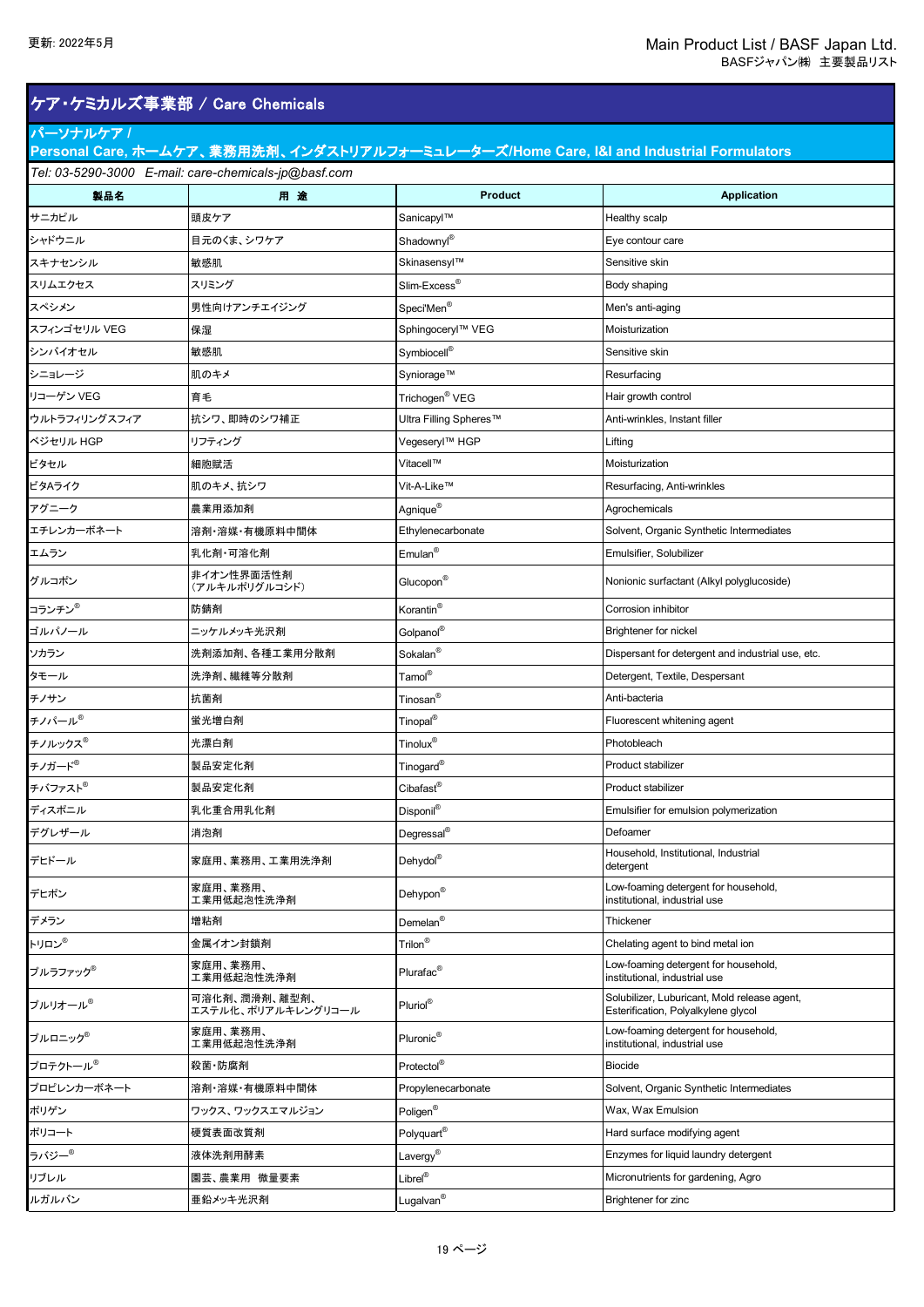更新: 2022年5月

Main Product List / BASF Japan Ltd.
BASFジャパン㈱ 主要製品リスト

## ケア・ケミカルズ事業部 / Care Chemicals

### パーソナルケア / Personal Care, ホームケア、業務用洗剤、インダストリアルフォーミュレーターズ/Home Care, I&I and Industrial Formulators

*Tel: 03-5290-3000 E-mail: care-chemicals-jp@basf.com*

| 製品名 | 用 途 | Product | Application |
|---|---|---|---|
| サニカピル | 頭皮ケア | Sanicapyl™ | Healthy scalp |
| シャドウニル | 目元のくま、シワケア | Shadownyl® | Eye contour care |
| スキナセンシル | 敏感肌 | Skinasensyl™ | Sensitive skin |
| スリムエクセス | スリミング | Slim-Excess® | Body shaping |
| スペシメン | 男性向けアンチエイジング | Speci'Men® | Men's anti-aging |
| スフィンゴセリル VEG | 保湿 | Sphingoceryl™ VEG | Moisturization |
| シンバイオセル | 敏感肌 | Symbiocell® | Sensitive skin |
| シニョレージ | 肌のキメ | Syniorage™ | Resurfacing |
| リコーゲン VEG | 育毛 | Trichogen® VEG | Hair growth control |
| ウルトラフィリングスフィア | 抗シワ、即時のシワ補正 | Ultra Filling Spheres™ | Anti-wrinkles, Instant filler |
| ベジセリル HGP | リフティング | Vegeseryl™ HGP | Lifting |
| ビタセル | 細胞賦活 | Vitacell™ | Moisturization |
| ビタAライク | 肌のキメ、抗シワ | Vit-A-Like™ | Resurfacing, Anti-wrinkles |
| アグニーク | 農業用添加剤 | Agnique® | Agrochemicals |
| エチレンカーボネート | 溶剤・溶媒・有機原料中間体 | Ethylenecarbonate | Solvent, Organic Synthetic Intermediates |
| エムラン | 乳化剤・可溶化剤 | Emulan® | Emulsifier, Solubilizer |
| グルコポン | 非イオン性界面活性剤（アルキルポリグルコシド） | Glucopon® | Nonionic surfactant (Alkyl polyglucoside) |
| コランチン® | 防錆剤 | Korantin® | Corrosion inhibitor |
| ゴルパノール | ニッケルメッキ光沢剤 | Golpanol® | Brightener for nickel |
| ソカラン | 洗剤添加剤、各種工業用分散剤 | Sokalan® | Dispersant for detergent and industrial use, etc. |
| タモール | 洗浄剤、繊維等分散剤 | Tamol® | Detergent, Textile, Despersant |
| チノサン | 抗菌剤 | Tinosan® | Anti-bacteria |
| チノパール® | 蛍光増白剤 | Tinopal® | Fluorescent whitening agent |
| チノルックス® | 光漂白剤 | Tinolux® | Photobleach |
| チノガード® | 製品安定化剤 | Tinogard® | Product stabilizer |
| チバファスト® | 製品安定化剤 | Cibafast® | Product stabilizer |
| ディスポニル | 乳化重合用乳化剤 | Disponil® | Emulsifier for emulsion polymerization |
| デグレザール | 消泡剤 | Degressal® | Defoamer |
| デヒドール | 家庭用、業務用、工業用洗浄剤 | Dehydol® | Household, Institutional, Industrial detergent |
| デヒポン | 家庭用、業務用、工業用低起泡性洗浄剤 | Dehypon® | Low-foaming detergent for household, institutional, industrial use |
| デメラン | 増粘剤 | Demelan® | Thickener |
| トリロン® | 金属イオン封鎖剤 | Trilon® | Chelating agent to bind metal ion |
| プルラファック® | 家庭用、業務用、工業用低起泡性洗浄剤 | Plurafac® | Low-foaming detergent for household, institutional, industrial use |
| プルリオール® | 可溶化剤、潤滑剤、離型剤、エステル化、ポリアルキレングリコール | Pluriol® | Solubilizer, Luburicant, Mold release agent, Esterification, Polyalkylene glycol |
| プルロニック® | 家庭用、業務用、工業用低起泡性洗浄剤 | Pluronic® | Low-foaming detergent for household, institutional, industrial use |
| プロテクトール® | 殺菌・防腐剤 | Protectol® | Biocide |
| プロピレンカーボネート | 溶剤・溶媒・有機原料中間体 | Propylenecarbonate | Solvent, Organic Synthetic Intermediates |
| ポリゲン | ワックス、ワックスエマルジョン | Poligen® | Wax, Wax Emulsion |
| ポリコート | 硬質表面改質剤 | Polyquart® | Hard surface modifying agent |
| ラバジー® | 液体洗剤用酵素 | Lavergy® | Enzymes for liquid laundry detergent |
| リブレル | 園芸、農業用 微量要素 | Librel® | Micronutrients for gardening, Agro |
| ルガルバン | 亜鉛メッキ光沢剤 | Lugalvan® | Brightener for zinc |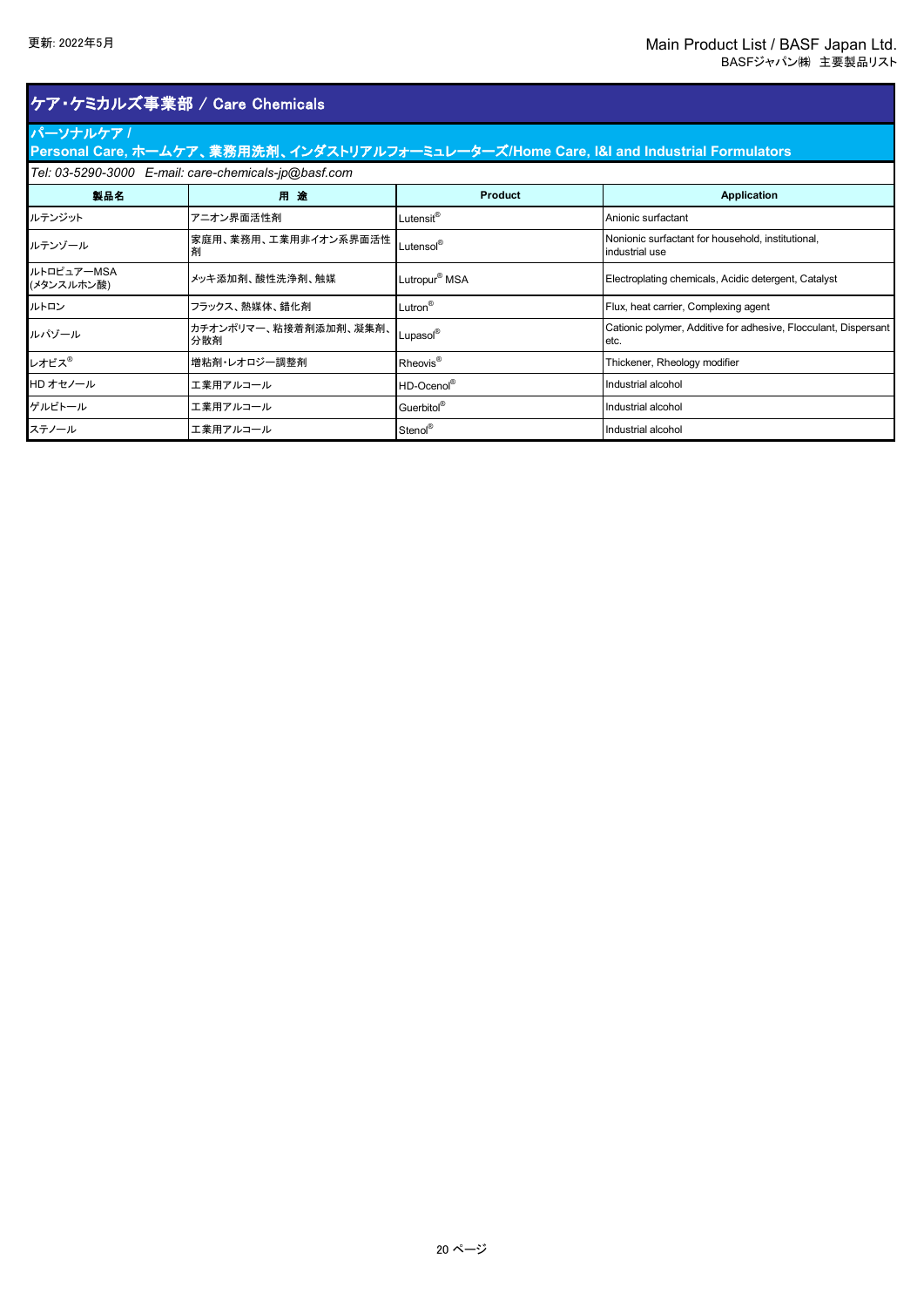## ケア・ケミカルズ事業部 / Care Chemicals

### パーソナルケア / Personal Care, ホームケア、業務用洗剤、インダストリアルフォーミュレーターズ/Home Care, I&I and Industrial Formulators

*Tel: 03-5290-3000　E-mail: care-chemicals-jp@basf.com*

| 製品名 | 用 途 | Product | Application |
|---|---|---|---|
| ルテンジット | アニオン界面活性剤 | Lutensit® | Anionic surfactant |
| ルテンゾール | 家庭用、業務用、工業用非イオン系界面活性剤 | Lutensol® | Nonionic surfactant for household, institutional, industrial use |
| ルトロピュアーMSA (メタンスルホン酸) | メッキ添加剤、酸性洗浄剤、触媒 | Lutropur® MSA | Electroplating chemicals, Acidic detergent, Catalyst |
| ルトロン | フラックス、熱媒体、錯化剤 | Lutron® | Flux, heat carrier, Complexing agent |
| ルパゾール | カチオンポリマー、粘接着剤添加剤、凝集剤、分散剤 | Lupasol® | Cationic polymer, Additive for adhesive, Flocculant, Dispersant etc. |
| レオビス® | 増粘剤･レオロジー調整剤 | Rheovis® | Thickener, Rheology modifier |
| HD オセノール | 工業用アルコール | HD-Ocenol® | Industrial alcohol |
| ゲルビトール | 工業用アルコール | Guerbitol® | Industrial alcohol |
| ステノール | 工業用アルコール | Stenol® | Industrial alcohol |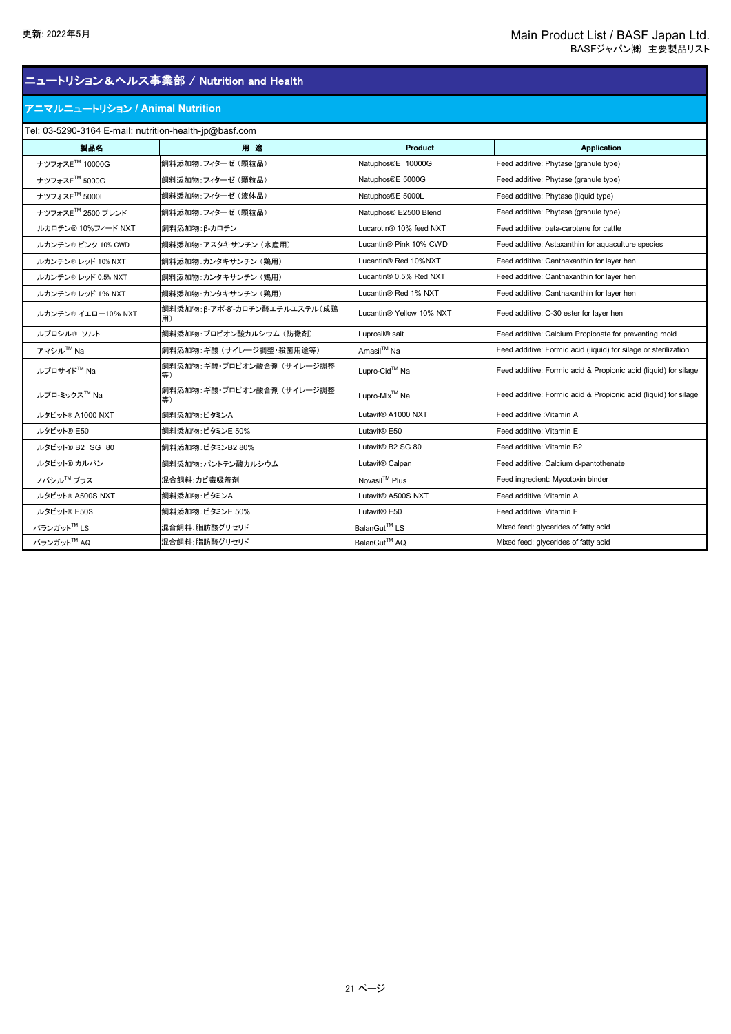更新: 2022年5月

Main Product List / BASF Japan Ltd.
BASFジャパン㈱ 主要製品リスト

## ニュートリション＆ヘルス事業部 / Nutrition and Health

### アニマルニュートリション / Animal Nutrition

Tel: 03-5290-3164 E-mail: nutrition-health-jp@basf.com

| 製品名 | 用 途 | Product | Application |
|---|---|---|---|
| ナツフォスE™ 10000G | 飼料添加物：フィターゼ（顆粒品） | Natuphos®E 10000G | Feed additive: Phytase (granule type) |
| ナツフォスE™ 5000G | 飼料添加物：フィターゼ（顆粒品） | Natuphos®E 5000G | Feed additive: Phytase (granule type) |
| ナツフォスE™ 5000L | 飼料添加物：フィターゼ（液体品） | Natuphos®E 5000L | Feed additive: Phytase (liquid type) |
| ナツフォスE™ 2500 ブレンド | 飼料添加物：フィターゼ（顆粒品） | Natuphos® E2500 Blend | Feed additive: Phytase (granule type) |
| ルカロチン® 10%フィード NXT | 飼料添加物：β-カロチン | Lucarotin® 10% feed NXT | Feed additive: beta-carotene for cattle |
| ルカンチン® ピンク 10% CWD | 飼料添加物：アスタキサンチン（水産用） | Lucantin® Pink 10% CWD | Feed additive: Astaxanthin for aquaculture species |
| ルカンチン® レッド 10% NXT | 飼料添加物：カンタキサンチン（鶏用） | Lucantin® Red 10%NXT | Feed additive: Canthaxanthin for layer hen |
| ルカンチン® レッド 0.5% NXT | 飼料添加物：カンタキサンチン（鶏用） | Lucantin® 0.5% Red NXT | Feed additive: Canthaxanthin for layer hen |
| ルカンチン® レッド 1% NXT | 飼料添加物：カンタキサンチン（鶏用） | Lucantin® Red 1% NXT | Feed additive: Canthaxanthin for layer hen |
| ルカンチン® イエロー10% NXT | 飼料添加物：β-アポ-8'-カロチン酸エチルエステル（成鶏用） | Lucantin® Yellow 10% NXT | Feed additive: C-30 ester for layer hen |
| ルプロシル® ソルト | 飼料添加物：プロピオン酸カルシウム（防黴剤） | Luprosil® salt | Feed additive: Calcium Propionate for preventing mold |
| アマシル™ Na | 飼料添加物：ギ酸（サイレージ調整・殺菌用途等） | Amasil™ Na | Feed additive: Formic acid (liquid) for silage or sterilization |
| ルプロサイド™ Na | 飼料添加物：ギ酸・プロピオン酸合剤（サイレージ調整等） | Lupro-Cid™ Na | Feed additive: Formic acid & Propionic acid (liquid) for silage |
| ルプロ-ミックス™ Na | 飼料添加物：ギ酸・プロピオン酸合剤（サイレージ調整等） | Lupro-Mix™ Na | Feed additive: Formic acid & Propionic acid (liquid) for silage |
| ルタビット® A1000 NXT | 飼料添加物：ビタミンA | Lutavit® A1000 NXT | Feed additive :Vitamin A |
| ルタビット® E50 | 飼料添加物：ビタミンE 50% | Lutavit® E50 | Feed additive: Vitamin E |
| ルタビット® B2 SG 80 | 飼料添加物：ビタミンB2 80% | Lutavit® B2 SG 80 | Feed additive: Vitamin B2 |
| ルタビット® カルパン | 飼料添加物：パントテン酸カルシウム | Lutavit® Calpan | Feed additive: Calcium d-pantothenate |
| ノバシル™ プラス | 混合飼料：カビ毒吸着剤 | Novasil™ Plus | Feed ingredient: Mycotoxin binder |
| ルタビット® A500S NXT | 飼料添加物：ビタミンA | Lutavit® A500S NXT | Feed additive :Vitamin A |
| ルタビット® E50S | 飼料添加物：ビタミンE 50% | Lutavit® E50 | Feed additive: Vitamin E |
| バランガット™ LS | 混合飼料：脂肪酸グリセリド | BalanGut™ LS | Mixed feed: glycerides of fatty acid |
| バランガット™ AQ | 混合飼料：脂肪酸グリセリド | BalanGut™ AQ | Mixed feed: glycerides of fatty acid |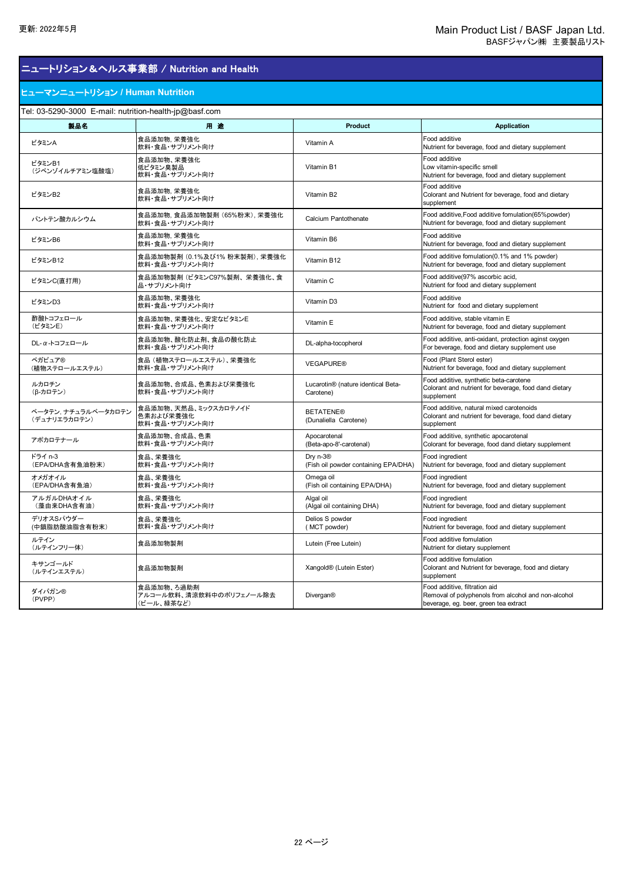更新: 2022年5月

Main Product List / BASF Japan Ltd.
BASFジャパン㈱ 主要製品リスト

# ニュートリション＆ヘルス事業部 / Nutrition and Health

## ヒューマンニュートリション / Human Nutrition

Tel: 03-5290-3000 E-mail: nutrition-health-jp@basf.com

| 製品名 | 用 途 | Product | Application |
|---|---|---|---|
| ビタミンA | 食品添加物, 栄養強化<br>飲料・食品・サプリメント向け | Vitamin A | Food additive<br>Nutrient for beverage, food and dietary supplement |
| ビタミンB1<br>(ジベンゾイルチアミン塩酸塩) | 食品添加物, 栄養強化<br>低ビタミン臭製品<br>飲料・食品・サプリメント向け | Vitamin B1 | Food additive<br>Low vitamin-specific smell<br>Nutrient for beverage, food and dietary supplement |
| ビタミンB2 | 食品添加物, 栄養強化<br>飲料・食品・サプリメント向け | Vitamin B2 | Food additive<br>Colorant and Nutrient for beverage, food and dietary supplement |
| パントテン酸カルシウム | 食品添加物, 食品添加物製剤 (65%粉末), 栄養強化<br>飲料・食品・サプリメント向け | Calcium Pantothenate | Food additive,Food additive fomulation(65%powder)<br>Nutrient for beverage, food and dietary supplement |
| ビタミンB6 | 食品添加物, 栄養強化<br>飲料・食品・サプリメント向け | Vitamin B6 | Food additive<br>Nutrient for beverage, food and dietary supplement |
| ビタミンB12 | 食品添加物製剤 (0.1%及び1% 粉末製剤), 栄養強化<br>飲料・食品・サプリメント向け | Vitamin B12 | Food additive fomulation(0.1% and 1% powder)<br>Nutrient for beverage, food and dietary supplement |
| ビタミンC(直打用) | 食品添加物製剤 (ビタミンC97%製剤、栄養強化、食品・サプリメント向け | Vitamin C | Food additive(97% ascorbic acid,<br>Nutrient for food and dietary supplement |
| ビタミンD3 | 食品添加物、栄養強化<br>飲料・食品・サプリメント向け | Vitamin D3 | Food additive<br>Nutrient for food and dietary supplement |
| 酢酸トコフェロール<br>(ビタミンE) | 食品添加物、栄養強化、安定なビタミンE<br>飲料・食品・サプリメント向け | Vitamin E | Food additive, stable vitamin E<br>Nutrient for beverage, food and dietary supplement |
| DL-α-トコフェロール | 食品添加物、酸化防止剤、食品の酸化防止<br>飲料・食品・サプリメント向け | DL-alpha-tocopherol | Food additive, anti-oxidant, protection aginst oxygen<br>For beverage, food and dietary supplement use |
| ベガピュア®<br>(植物ステロールエステル) | 食品 (植物ステロールエステル)、栄養強化<br>飲料・食品・サプリメント向け | VEGAPURE® | Food (Plant Sterol ester)<br>Nutrient for beverage, food and dietary supplement |
| ルカロチン<br>(β-カロテン) | 食品添加物、合成品、色素および栄養強化<br>飲料・食品・サプリメント向け | Lucarotin® (nature identical Beta-Carotene) | Food additive, synthetic beta-carotene<br>Colorant and nutrient for beverage, food dand dietary supplement |
| ベータテン, ナチュラルベータカロテン<br>(デュナリエラカロテン) | 食品添加物、天然品、ミックスカロテノイド<br>色素および栄養強化<br>飲料・食品・サプリメント向け | BETATENE®<br>(Dunaliella Carotene) | Food additive, natural mixed carotenoids<br>Colorant and nutrient for beverage, food dand dietary supplement |
| アポカロテナール | 食品添加物、合成品、色素<br>飲料・食品・サプリメント向け | Apocarotenal<br>(Beta-apo-8'-carotenal) | Food additive, synthetic apocarotenal<br>Colorant for beverage, food dand dietary supplement |
| ドライ n-3<br>(EPA/DHA含有魚油粉末) | 食品、栄養強化<br>飲料・食品・サプリメント向け | Dry n-3®<br>(Fish oil powder containing EPA/DHA) | Food ingredient<br>Nutrient for beverage, food and dietary supplement |
| オメガオイル<br>(EPA/DHA含有魚油) | 食品、栄養強化<br>飲料・食品・サプリメント向け | Omega oil<br>(Fish oil containing EPA/DHA) | Food ingredient<br>Nutrient for beverage, food and dietary supplement |
| アルガルDHAオイル<br>(藻由来DHA含有油) | 食品、栄養強化<br>飲料・食品・サプリメント向け | Algal oil<br>(Algal oil containing DHA) | Food ingredient<br>Nutrient for beverage, food and dietary supplement |
| デリオスSパウダー<br>(中鎖脂肪酸油脂含有粉末) | 食品、栄養強化<br>飲料・食品・サプリメント向け | Delios S powder<br>( MCT powder) | Food ingredient<br>Nutrient for beverage, food and dietary supplement |
| ルテイン<br>(ルテインフリー体) | 食品添加物製剤 | Lutein (Free Lutein) | Food additive fomulation<br>Nutrient for dietary supplement |
| キサンゴールド<br>(ルテインエステル) | 食品添加物製剤 | Xangold® (Lutein Ester) | Food additive fomulation<br>Colorant and Nutrient for beverage, food and dietary supplement |
| ダイバガン®<br>(PVPP) | 食品添加物、ろ過助剤<br>アルコール飲料、清涼飲料中のポリフェノール除去<br>(ビール、緑茶など) | Divergan® | Food additive, filtration aid<br>Removal of polyphenols from alcohol and non-alcohol beverage, eg. beer, green tea extract |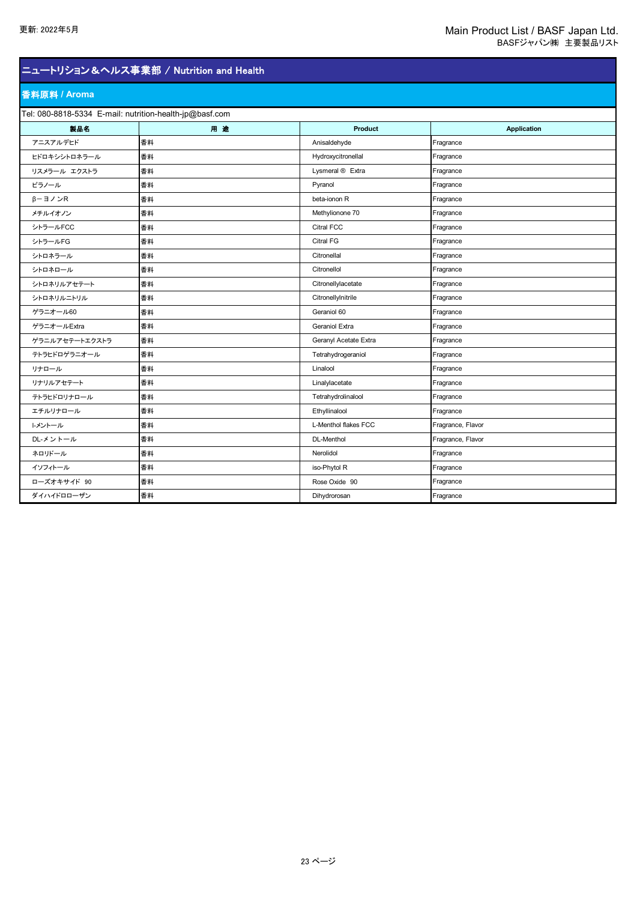更新: 2022年5月

Main Product List / BASF Japan Ltd.
BASFジャパン㈱ 主要製品リスト

## ニュートリション＆ヘルス事業部 / Nutrition and Health

### 香料原料 / Aroma

Tel: 080-8818-5334 E-mail: nutrition-health-jp@basf.com

| 製品名 | 用 途 | Product | Application |
|---|---|---|---|
| アニスアルデヒド | 香料 | Anisaldehyde | Fragrance |
| ヒドロキシシトロネラール | 香料 | Hydroxycitronellal | Fragrance |
| リスメラール エクストラ | 香料 | Lysmeral ® Extra | Fragrance |
| ピラノール | 香料 | Pyranol | Fragrance |
| β－ヨノンR | 香料 | beta-ionon R | Fragrance |
| メチルイオノン | 香料 | Methylionone 70 | Fragrance |
| シトラールFCC | 香料 | Citral FCC | Fragrance |
| シトラールFG | 香料 | Citral FG | Fragrance |
| シトロネラール | 香料 | Citronellal | Fragrance |
| シトロネロール | 香料 | Citronellol | Fragrance |
| シトロネリルアセテート | 香料 | Citronellylacetate | Fragrance |
| シトロネリルニトリル | 香料 | Citronellylnitrile | Fragrance |
| ゲラニオール60 | 香料 | Geraniol 60 | Fragrance |
| ゲラニオールExtra | 香料 | Geraniol Extra | Fragrance |
| ゲラニルアセテートエクストラ | 香料 | Geranyl Acetate Extra | Fragrance |
| テトラヒドロゲラニオール | 香料 | Tetrahydrogeraniol | Fragrance |
| リナロール | 香料 | Linalool | Fragrance |
| リナリルアセテート | 香料 | Linalylacetate | Fragrance |
| テトラヒドロリナロール | 香料 | Tetrahydrolinalool | Fragrance |
| エチルリナロール | 香料 | Ethyllinalool | Fragrance |
| l-メントール | 香料 | L-Menthol flakes FCC | Fragrance, Flavor |
| DL-メントール | 香料 | DL-Menthol | Fragrance, Flavor |
| ネロリドール | 香料 | Nerolidol | Fragrance |
| イソフィトール | 香料 | iso-Phytol R | Fragrance |
| ローズオキサイド 90 | 香料 | Rose Oxide 90 | Fragrance |
| ダイハイドロローザン | 香料 | Dihydrorosan | Fragrance |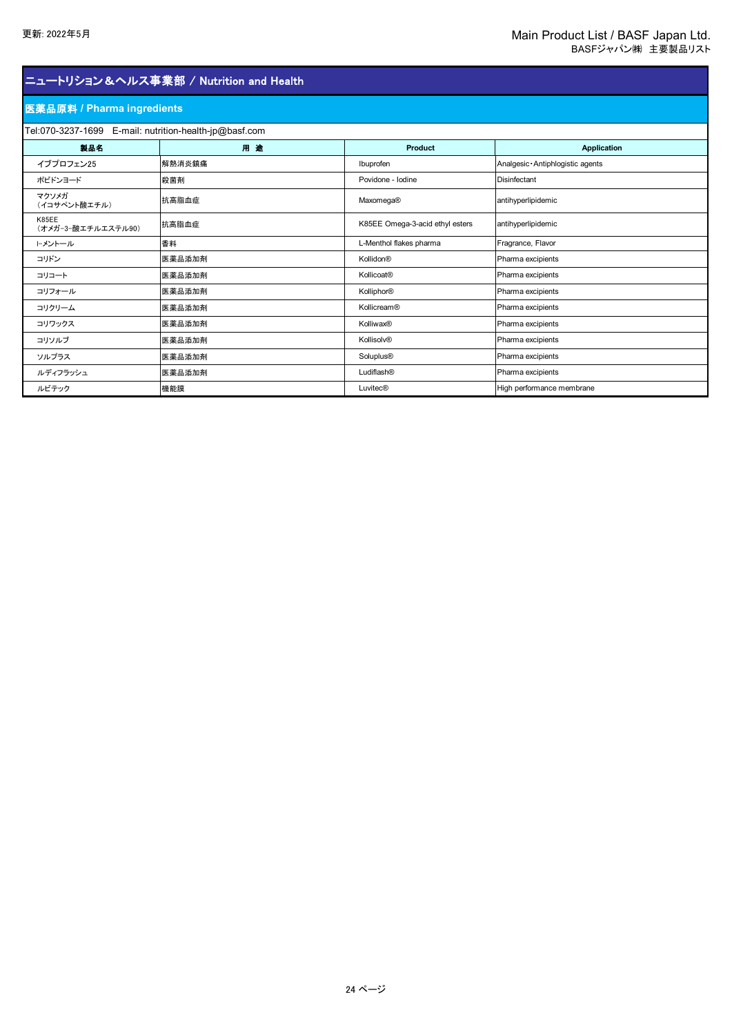## ニュートリション＆ヘルス事業部 / Nutrition and Health

### 医薬品原料 / Pharma ingredients

Tel:070-3237-1699　E-mail: nutrition-health-jp@basf.com

| 製品名 | 用 途 | Product | Application |
|---|---|---|---|
| イブプロフェン25 | 解熱消炎鎮痛 | Ibuprofen | Analgesic・Antiphlogistic agents |
| ポビドンヨード | 殺菌剤 | Povidone - Iodine | Disinfectant |
| マクソメガ<br>（イコサペント酸エチル） | 抗高脂血症 | Maxomega® | antihyperlipidemic |
| K85EE<br>（オメガ-3-酸エチルエステル90） | 抗高脂血症 | K85EE Omega-3-acid ethyl esters | antihyperlipidemic |
| l-メントール | 香料 | L-Menthol flakes pharma | Fragrance, Flavor |
| コリドン | 医薬品添加剤 | Kollidon® | Pharma excipients |
| コリコート | 医薬品添加剤 | Kollicoat® | Pharma excipients |
| コリフォール | 医薬品添加剤 | Kolliphor® | Pharma excipients |
| コリクリーム | 医薬品添加剤 | Kollicream® | Pharma excipients |
| コリワックス | 医薬品添加剤 | Kolliwax® | Pharma excipients |
| コリソルブ | 医薬品添加剤 | Kollisolv® | Pharma excipients |
| ソルプラス | 医薬品添加剤 | Soluplus® | Pharma excipients |
| ルディフラッシュ | 医薬品添加剤 | Ludiflash® | Pharma excipients |
| ルビテック | 機能膜 | Luvitec® | High performance membrane |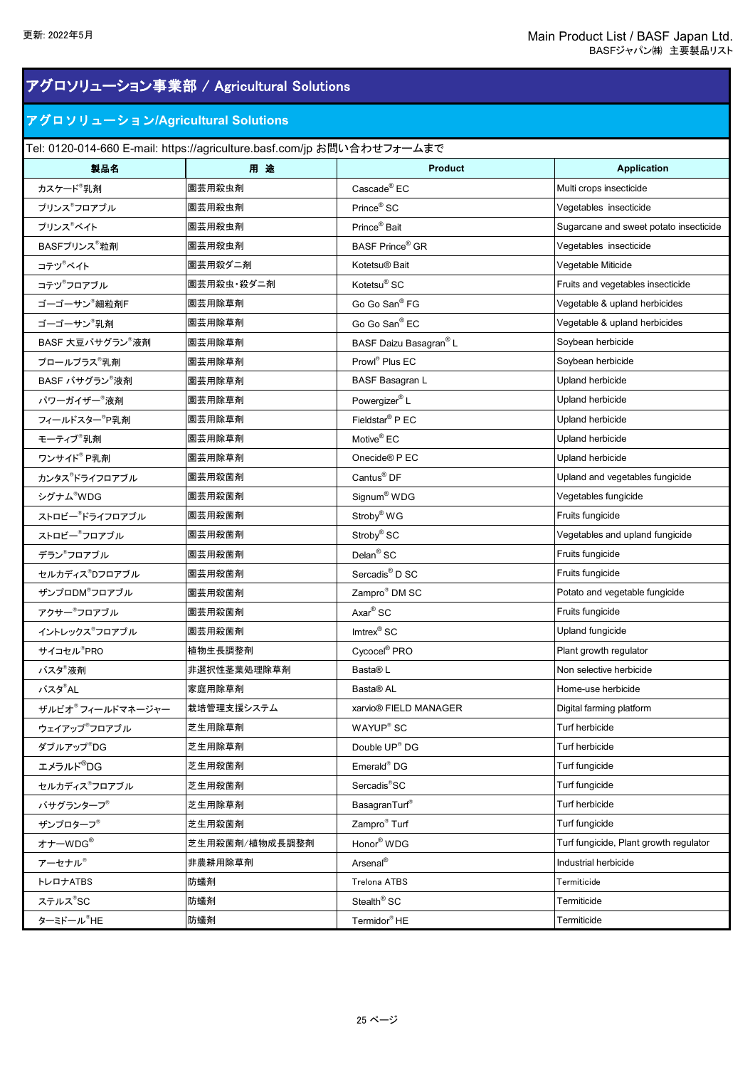更新: 2022年5月

Main Product List / BASF Japan Ltd.
BASFジャパン㈱ 主要製品リスト

# アグロソリューション事業部 / Agricultural Solutions

## アグロソリューション/Agricultural Solutions

Tel: 0120-014-660 E-mail: https://agriculture.basf.com/jp お問い合わせフォームまで

| 製品名 | 用 途 | Product | Application |
|---|---|---|---|
| カスケード®乳剤 | 園芸用殺虫剤 | Cascade® EC | Multi crops insecticide |
| プリンス®フロアブル | 園芸用殺虫剤 | Prince® SC | Vegetables insecticide |
| プリンス®ベイト | 園芸用殺虫剤 | Prince® Bait | Sugarcane and sweet potato insecticide |
| BASFプリンス®粒剤 | 園芸用殺虫剤 | BASF Prince® GR | Vegetables insecticide |
| コテツ®ベイト | 園芸用殺ダニ剤 | Kotetsu® Bait | Vegetable Miticide |
| コテツ®フロアブル | 園芸用殺虫・殺ダニ剤 | Kotetsu® SC | Fruits and vegetables insecticide |
| ゴーゴーサン®細粒剤F | 園芸用除草剤 | Go Go San® FG | Vegetable & upland herbicides |
| ゴーゴーサン®乳剤 | 園芸用除草剤 | Go Go San® EC | Vegetable & upland herbicides |
| BASF 大豆バサグラン®液剤 | 園芸用除草剤 | BASF Daizu Basagran® L | Soybean herbicide |
| プロールプラス®乳剤 | 園芸用除草剤 | Prowl® Plus EC | Soybean herbicide |
| BASF バサグラン®液剤 | 園芸用除草剤 | BASF Basagran L | Upland herbicide |
| パワーガイザー®液剤 | 園芸用除草剤 | Powergizer® L | Upland herbicide |
| フィールドスター®P乳剤 | 園芸用除草剤 | Fieldstar® P EC | Upland herbicide |
| モーティブ®乳剤 | 園芸用除草剤 | Motive® EC | Upland herbicide |
| ワンサイド® P乳剤 | 園芸用除草剤 | Onecide® P EC | Upland herbicide |
| カンタス®ドライフロアブル | 園芸用殺菌剤 | Cantus® DF | Upland and vegetables fungicide |
| シグナム®WDG | 園芸用殺菌剤 | Signum® WDG | Vegetables fungicide |
| ストロビー®ドライフロアブル | 園芸用殺菌剤 | Stroby® WG | Fruits fungicide |
| ストロビー®フロアブル | 園芸用殺菌剤 | Stroby® SC | Vegetables and upland fungicide |
| デラン®フロアブル | 園芸用殺菌剤 | Delan® SC | Fruits fungicide |
| セルカディス®Dフロアブル | 園芸用殺菌剤 | Sercadis® D SC | Fruits fungicide |
| ザンプロDM®フロアブル | 園芸用殺菌剤 | Zampro® DM SC | Potato and vegetable fungicide |
| アクサー®フロアブル | 園芸用殺菌剤 | Axar® SC | Fruits fungicide |
| イントレックス®フロアブル | 園芸用殺菌剤 | Imtrex® SC | Upland fungicide |
| サイコセル®PRO | 植物生長調整剤 | Cycocel® PRO | Plant growth regulator |
| バスタ®液剤 | 非選択性茎葉処理除草剤 | Basta® L | Non selective herbicide |
| バスタ®AL | 家庭用除草剤 | Basta® AL | Home-use herbicide |
| ザルビオ® フィールドマネージャー | 栽培管理支援システム | xarvio® FIELD MANAGER | Digital farming platform |
| ウェイアップ®フロアブル | 芝生用除草剤 | WAYUP® SC | Turf herbicide |
| ダブルアップ®DG | 芝生用除草剤 | Double UP® DG | Turf herbicide |
| エメラルド®DG | 芝生用殺菌剤 | Emerald® DG | Turf fungicide |
| セルカディス®フロアブル | 芝生用殺菌剤 | Sercadis®SC | Turf fungicide |
| バサグランターフ® | 芝生用除草剤 | BasagranTurf® | Turf herbicide |
| ザンプロターフ® | 芝生用殺菌剤 | Zampro® Turf | Turf fungicide |
| オナーWDG® | 芝生用殺菌剤/植物成長調整剤 | Honor® WDG | Turf fungicide, Plant growth regulator |
| アーセナル® | 非農耕用除草剤 | Arsenal® | Industrial herbicide |
| トレロナATBS | 防蟻剤 | Trelona ATBS | Termiticide |
| ステルス®SC | 防蟻剤 | Stealth® SC | Termiticide |
| ターミドール®HE | 防蟻剤 | Termidor® HE | Termiticide |